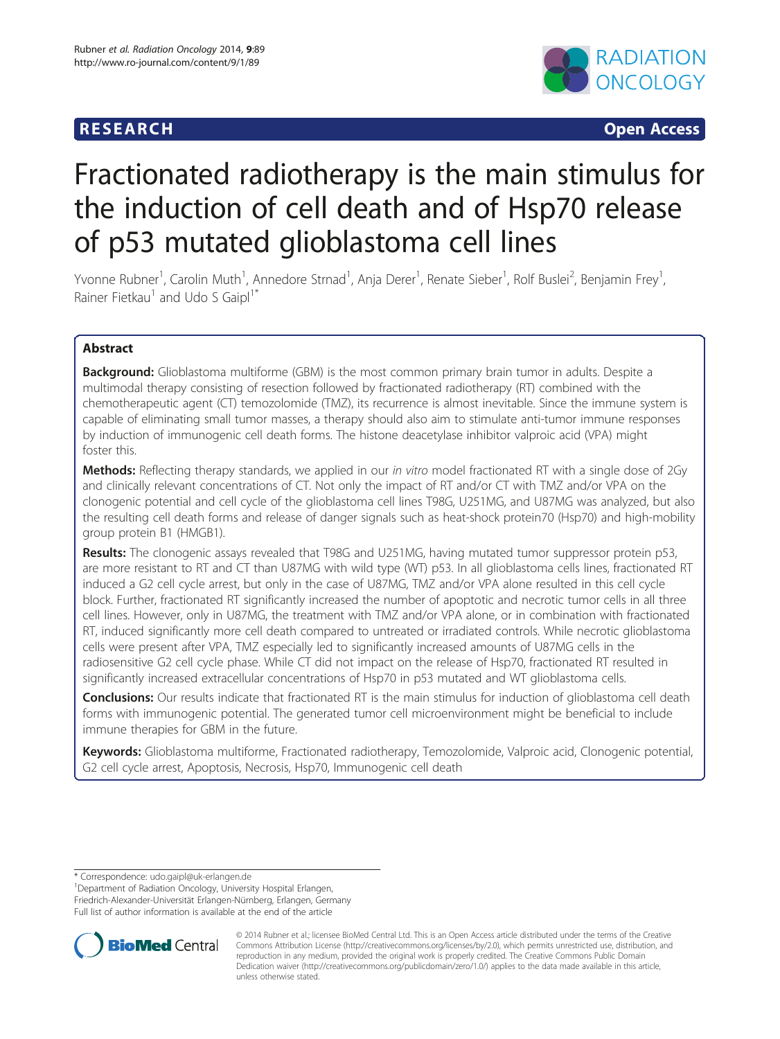RESEARCH Open Access

# Fractionated radiotherapy is the main stimulus for the induction of cell death and of Hsp70 release of p53 mutated glioblastoma cell lines

Yvonne Rubner[1], Carolin Muth[1], Annedore Strnad[1], Anja Derer[1], Renate Sieber[1], Rolf Buslei[2], Benjamin Frey[1], Rainer Fietkau[1] and Udo S Gaipl[1*]

## Abstract

**Background:** Glioblastoma multiforme (GBM) is the most common primary brain tumor in adults. Despite a multimodal therapy consisting of resection followed by fractionated radiotherapy (RT) combined with the chemotherapeutic agent (CT) temozolomide (TMZ), its recurrence is almost inevitable. Since the immune system is capable of eliminating small tumor masses, a therapy should also aim to stimulate anti-tumor immune responses by induction of immunogenic cell death forms. The histone deacetylase inhibitor valproic acid (VPA) might foster this.

**Methods:** Reflecting therapy standards, we applied in our *in vitro* model fractionated RT with a single dose of 2Gy and clinically relevant concentrations of CT. Not only the impact of RT and/or CT with TMZ and/or VPA on the clonogenic potential and cell cycle of the glioblastoma cell lines T98G, U251MG, and U87MG was analyzed, but also the resulting cell death forms and release of danger signals such as heat-shock protein70 (Hsp70) and high-mobility group protein B1 (HMGB1).

**Results:** The clonogenic assays revealed that T98G and U251MG, having mutated tumor suppressor protein p53, are more resistant to RT and CT than U87MG with wild type (WT) p53. In all glioblastoma cells lines, fractionated RT induced a G2 cell cycle arrest, but only in the case of U87MG, TMZ and/or VPA alone resulted in this cell cycle block. Further, fractionated RT significantly increased the number of apoptotic and necrotic tumor cells in all three cell lines. However, only in U87MG, the treatment with TMZ and/or VPA alone, or in combination with fractionated RT, induced significantly more cell death compared to untreated or irradiated controls. While necrotic glioblastoma cells were present after VPA, TMZ especially led to significantly increased amounts of U87MG cells in the radiosensitive G2 cell cycle phase. While CT did not impact on the release of Hsp70, fractionated RT resulted in significantly increased extracellular concentrations of Hsp70 in p53 mutated and WT glioblastoma cells.

**Conclusions:** Our results indicate that fractionated RT is the main stimulus for induction of glioblastoma cell death forms with immunogenic potential. The generated tumor cell microenvironment might be beneficial to include immune therapies for GBM in the future.

**Keywords:** Glioblastoma multiforme, Fractionated radiotherapy, Temozolomide, Valproic acid, Clonogenic potential, G2 cell cycle arrest, Apoptosis, Necrosis, Hsp70, Immunogenic cell death

---

\* Correspondence: udo.gaipl@uk-erlangen.de

[1]Department of Radiation Oncology, University Hospital Erlangen, Friedrich-Alexander-Universität Erlangen-Nürnberg, Erlangen, Germany

Full list of author information is available at the end of the article

© 2014 Rubner et al.; licensee BioMed Central Ltd. This is an Open Access article distributed under the terms of the Creative Commons Attribution License (http://creativecommons.org/licenses/by/2.0), which permits unrestricted use, distribution, and reproduction in any medium, provided the original work is properly credited. The Creative Commons Public Domain Dedication waiver (http://creativecommons.org/publicdomain/zero/1.0/) applies to the data made available in this article, unless otherwise stated.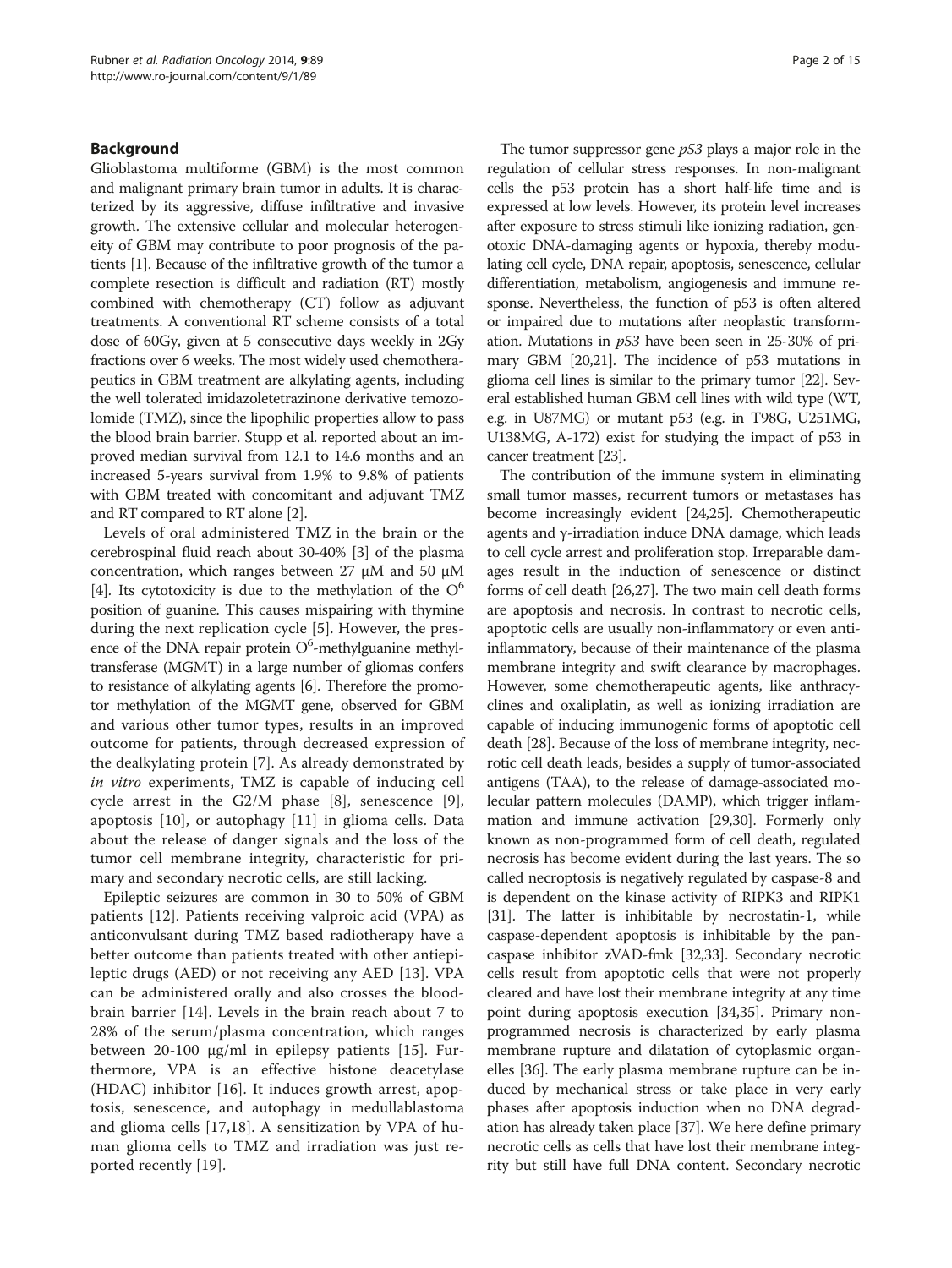## Background

Glioblastoma multiforme (GBM) is the most common and malignant primary brain tumor in adults. It is characterized by its aggressive, diffuse infiltrative and invasive growth. The extensive cellular and molecular heterogeneity of GBM may contribute to poor prognosis of the patients [1]. Because of the infiltrative growth of the tumor a complete resection is difficult and radiation (RT) mostly combined with chemotherapy (CT) follow as adjuvant treatments. A conventional RT scheme consists of a total dose of 60Gy, given at 5 consecutive days weekly in 2Gy fractions over 6 weeks. The most widely used chemotherapeutics in GBM treatment are alkylating agents, including the well tolerated imidazoletetrazinone derivative temozolomide (TMZ), since the lipophilic properties allow to pass the blood brain barrier. Stupp et al. reported about an improved median survival from 12.1 to 14.6 months and an increased 5-years survival from 1.9% to 9.8% of patients with GBM treated with concomitant and adjuvant TMZ and RT compared to RT alone [2].

Levels of oral administered TMZ in the brain or the cerebrospinal fluid reach about 30-40% [3] of the plasma concentration, which ranges between 27 μM and 50 μM [4]. Its cytotoxicity is due to the methylation of the $O^6$ position of guanine. This causes mispairing with thymine during the next replication cycle [5]. However, the presence of the DNA repair protein $O^6$-methylguanine methyltransferase (MGMT) in a large number of gliomas confers to resistance of alkylating agents [6]. Therefore the promotor methylation of the MGMT gene, observed for GBM and various other tumor types, results in an improved outcome for patients, through decreased expression of the dealkylating protein [7]. As already demonstrated by *in vitro* experiments, TMZ is capable of inducing cell cycle arrest in the G2/M phase [8], senescence [9], apoptosis [10], or autophagy [11] in glioma cells. Data about the release of danger signals and the loss of the tumor cell membrane integrity, characteristic for primary and secondary necrotic cells, are still lacking.

Epileptic seizures are common in 30 to 50% of GBM patients [12]. Patients receiving valproic acid (VPA) as anticonvulsant during TMZ based radiotherapy have a better outcome than patients treated with other antiepileptic drugs (AED) or not receiving any AED [13]. VPA can be administered orally and also crosses the blood-brain barrier [14]. Levels in the brain reach about 7 to 28% of the serum/plasma concentration, which ranges between 20-100 μg/ml in epilepsy patients [15]. Furthermore, VPA is an effective histone deacetylase (HDAC) inhibitor [16]. It induces growth arrest, apoptosis, senescence, and autophagy in medullablastoma and glioma cells [17,18]. A sensitization by VPA of human glioma cells to TMZ and irradiation was just reported recently [19].

The tumor suppressor gene *p53* plays a major role in the regulation of cellular stress responses. In non-malignant cells the p53 protein has a short half-life time and is expressed at low levels. However, its protein level increases after exposure to stress stimuli like ionizing radiation, genotoxic DNA-damaging agents or hypoxia, thereby modulating cell cycle, DNA repair, apoptosis, senescence, cellular differentiation, metabolism, angiogenesis and immune response. Nevertheless, the function of p53 is often altered or impaired due to mutations after neoplastic transformation. Mutations in *p53* have been seen in 25-30% of primary GBM [20,21]. The incidence of p53 mutations in glioma cell lines is similar to the primary tumor [22]. Several established human GBM cell lines with wild type (WT, e.g. in U87MG) or mutant p53 (e.g. in T98G, U251MG, U138MG, A-172) exist for studying the impact of p53 in cancer treatment [23].

The contribution of the immune system in eliminating small tumor masses, recurrent tumors or metastases has become increasingly evident [24,25]. Chemotherapeutic agents and γ-irradiation induce DNA damage, which leads to cell cycle arrest and proliferation stop. Irreparable damages result in the induction of senescence or distinct forms of cell death [26,27]. The two main cell death forms are apoptosis and necrosis. In contrast to necrotic cells, apoptotic cells are usually non-inflammatory or even anti-inflammatory, because of their maintenance of the plasma membrane integrity and swift clearance by macrophages. However, some chemotherapeutic agents, like anthracyclines and oxaliplatin, as well as ionizing irradiation are capable of inducing immunogenic forms of apoptotic cell death [28]. Because of the loss of membrane integrity, necrotic cell death leads, besides a supply of tumor-associated antigens (TAA), to the release of damage-associated molecular pattern molecules (DAMP), which trigger inflammation and immune activation [29,30]. Formerly only known as non-programmed form of cell death, regulated necrosis has become evident during the last years. The so called necroptosis is negatively regulated by caspase-8 and is dependent on the kinase activity of RIPK3 and RIPK1 [31]. The latter is inhibitable by necrostatin-1, while caspase-dependent apoptosis is inhibitable by the pan-caspase inhibitor zVAD-fmk [32,33]. Secondary necrotic cells result from apoptotic cells that were not properly cleared and have lost their membrane integrity at any time point during apoptosis execution [34,35]. Primary non-programmed necrosis is characterized by early plasma membrane rupture and dilatation of cytoplasmic organelles [36]. The early plasma membrane rupture can be induced by mechanical stress or take place in very early phases after apoptosis induction when no DNA degradation has already taken place [37]. We here define primary necrotic cells as cells that have lost their membrane integrity but still have full DNA content. Secondary necrotic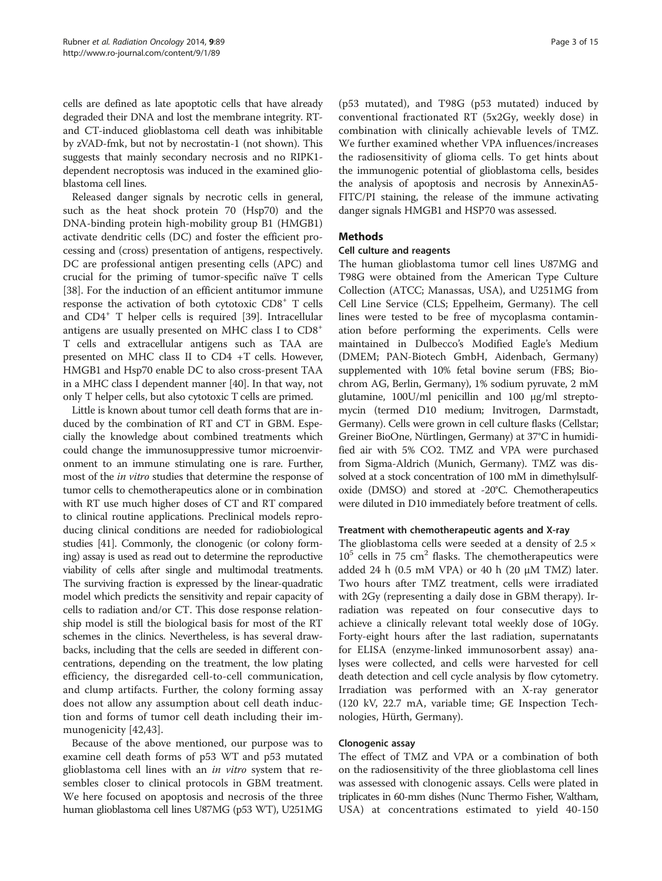cells are defined as late apoptotic cells that have already degraded their DNA and lost the membrane integrity. RT- and CT-induced glioblastoma cell death was inhibitable by zVAD-fmk, but not by necrostatin-1 (not shown). This suggests that mainly secondary necrosis and no RIPK1-dependent necroptosis was induced in the examined glioblastoma cell lines.

Released danger signals by necrotic cells in general, such as the heat shock protein 70 (Hsp70) and the DNA-binding protein high-mobility group B1 (HMGB1) activate dendritic cells (DC) and foster the efficient processing and (cross) presentation of antigens, respectively. DC are professional antigen presenting cells (APC) and crucial for the priming of tumor-specific naïve T cells [38]. For the induction of an efficient antitumor immune response the activation of both cytotoxic $CD8^+$ T cells and $CD4^+$ T helper cells is required [39]. Intracellular antigens are usually presented on MHC class I to $CD8^+$ T cells and extracellular antigens such as TAA are presented on MHC class II to CD4 +T cells. However, HMGB1 and Hsp70 enable DC to also cross-present TAA in a MHC class I dependent manner [40]. In that way, not only T helper cells, but also cytotoxic T cells are primed.

Little is known about tumor cell death forms that are induced by the combination of RT and CT in GBM. Especially the knowledge about combined treatments which could change the immunosuppressive tumor microenvironment to an immune stimulating one is rare. Further, most of the *in vitro* studies that determine the response of tumor cells to chemotherapeutics alone or in combination with RT use much higher doses of CT and RT compared to clinical routine applications. Preclinical models reproducing clinical conditions are needed for radiobiological studies [41]. Commonly, the clonogenic (or colony forming) assay is used as read out to determine the reproductive viability of cells after single and multimodal treatments. The surviving fraction is expressed by the linear-quadratic model which predicts the sensitivity and repair capacity of cells to radiation and/or CT. This dose response relationship model is still the biological basis for most of the RT schemes in the clinics. Nevertheless, is has several drawbacks, including that the cells are seeded in different concentrations, depending on the treatment, the low plating efficiency, the disregarded cell-to-cell communication, and clump artifacts. Further, the colony forming assay does not allow any assumption about cell death induction and forms of tumor cell death including their immunogenicity [42,43].

Because of the above mentioned, our purpose was to examine cell death forms of p53 WT and p53 mutated glioblastoma cell lines with an *in vitro* system that resembles closer to clinical protocols in GBM treatment. We here focused on apoptosis and necrosis of the three human glioblastoma cell lines U87MG (p53 WT), U251MG (p53 mutated), and T98G (p53 mutated) induced by conventional fractionated RT (5x2Gy, weekly dose) in combination with clinically achievable levels of TMZ. We further examined whether VPA influences/increases the radiosensitivity of glioma cells. To get hints about the immunogenic potential of glioblastoma cells, besides the analysis of apoptosis and necrosis by AnnexinA5-FITC/PI staining, the release of the immune activating danger signals HMGB1 and HSP70 was assessed.

## Methods

### Cell culture and reagents

The human glioblastoma tumor cell lines U87MG and T98G were obtained from the American Type Culture Collection (ATCC; Manassas, USA), and U251MG from Cell Line Service (CLS; Eppelheim, Germany). The cell lines were tested to be free of mycoplasma contamination before performing the experiments. Cells were maintained in Dulbecco's Modified Eagle's Medium (DMEM; PAN-Biotech GmbH, Aidenbach, Germany) supplemented with 10% fetal bovine serum (FBS; Biochrom AG, Berlin, Germany), 1% sodium pyruvate, 2 mM glutamine, 100U/ml penicillin and 100 μg/ml streptomycin (termed D10 medium; Invitrogen, Darmstadt, Germany). Cells were grown in cell culture flasks (Cellstar; Greiner BioOne, Nürtlingen, Germany) at 37°C in humidified air with 5% CO2. TMZ and VPA were purchased from Sigma-Aldrich (Munich, Germany). TMZ was dissolved at a stock concentration of 100 mM in dimethylsulfoxide (DMSO) and stored at -20°C. Chemotherapeutics were diluted in D10 immediately before treatment of cells.

### Treatment with chemotherapeutic agents and X-ray

The glioblastoma cells were seeded at a density of $2.5 \times 10^5$ cells in 75 $cm^2$ flasks. The chemotherapeutics were added 24 h (0.5 mM VPA) or 40 h (20 μM TMZ) later. Two hours after TMZ treatment, cells were irradiated with 2Gy (representing a daily dose in GBM therapy). Irradiation was repeated on four consecutive days to achieve a clinically relevant total weekly dose of 10Gy. Forty-eight hours after the last radiation, supernatants for ELISA (enzyme-linked immunosorbent assay) analyses were collected, and cells were harvested for cell death detection and cell cycle analysis by flow cytometry. Irradiation was performed with an X-ray generator (120 kV, 22.7 mA, variable time; GE Inspection Technologies, Hürth, Germany).

### Clonogenic assay

The effect of TMZ and VPA or a combination of both on the radiosensitivity of the three glioblastoma cell lines was assessed with clonogenic assays. Cells were plated in triplicates in 60-mm dishes (Nunc Thermo Fisher, Waltham, USA) at concentrations estimated to yield 40-150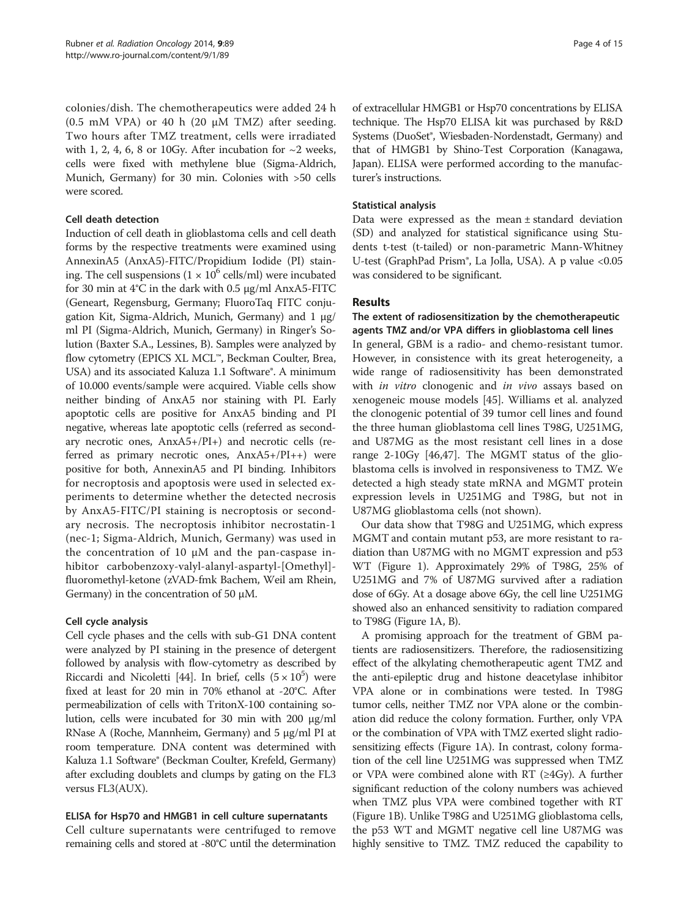colonies/dish. The chemotherapeutics were added 24 h (0.5 mM VPA) or 40 h (20 μM TMZ) after seeding. Two hours after TMZ treatment, cells were irradiated with 1, 2, 4, 6, 8 or 10Gy. After incubation for ~2 weeks, cells were fixed with methylene blue (Sigma-Aldrich, Munich, Germany) for 30 min. Colonies with >50 cells were scored.

### Cell death detection

Induction of cell death in glioblastoma cells and cell death forms by the respective treatments were examined using AnnexinA5 (AnxA5)-FITC/Propidium Iodide (PI) staining. The cell suspensions ($1 \times 10^6$ cells/ml) were incubated for 30 min at 4°C in the dark with 0.5 μg/ml AnxA5-FITC (Geneart, Regensburg, Germany; FluoroTaq FITC conjugation Kit, Sigma-Aldrich, Munich, Germany) and 1 μg/ml PI (Sigma-Aldrich, Munich, Germany) in Ringer's Solution (Baxter S.A., Lessines, B). Samples were analyzed by flow cytometry (EPICS XL MCL™, Beckman Coulter, Brea, USA) and its associated Kaluza 1.1 Software®. A minimum of 10.000 events/sample were acquired. Viable cells show neither binding of AnxA5 nor staining with PI. Early apoptotic cells are positive for AnxA5 binding and PI negative, whereas late apoptotic cells (referred as secondary necrotic ones, AnxA5+/PI+) and necrotic cells (referred as primary necrotic ones, AnxA5+/PI++) were positive for both, AnnexinA5 and PI binding. Inhibitors for necroptosis and apoptosis were used in selected experiments to determine whether the detected necrosis by AnxA5-FITC/PI staining is necroptosis or secondary necrosis. The necroptosis inhibitor necrostatin-1 (nec-1; Sigma-Aldrich, Munich, Germany) was used in the concentration of 10 μM and the pan-caspase inhibitor carbobenzoxy-valyl-alanyl-aspartyl-[Omethyl]-fluoromethyl-ketone (zVAD-fmk Bachem, Weil am Rhein, Germany) in the concentration of 50 μM.

### Cell cycle analysis

Cell cycle phases and the cells with sub-G1 DNA content were analyzed by PI staining in the presence of detergent followed by analysis with flow-cytometry as described by Riccardi and Nicoletti [44]. In brief, cells ($5 \times 10^5$) were fixed at least for 20 min in 70% ethanol at -20°C. After permeabilization of cells with TritonX-100 containing solution, cells were incubated for 30 min with 200 μg/ml RNase A (Roche, Mannheim, Germany) and 5 μg/ml PI at room temperature. DNA content was determined with Kaluza 1.1 Software® (Beckman Coulter, Krefeld, Germany) after excluding doublets and clumps by gating on the FL3 versus FL3(AUX).

### ELISA for Hsp70 and HMGB1 in cell culture supernatants

Cell culture supernatants were centrifuged to remove remaining cells and stored at -80°C until the determination of extracellular HMGB1 or Hsp70 concentrations by ELISA technique. The Hsp70 ELISA kit was purchased by R&D Systems (DuoSet®, Wiesbaden-Nordenstadt, Germany) and that of HMGB1 by Shino-Test Corporation (Kanagawa, Japan). ELISA were performed according to the manufacturer's instructions.

### Statistical analysis

Data were expressed as the mean ± standard deviation (SD) and analyzed for statistical significance using Students t-test (t-tailed) or non-parametric Mann-Whitney U-test (GraphPad Prism®, La Jolla, USA). A p value <0.05 was considered to be significant.

## Results

### The extent of radiosensitization by the chemotherapeutic agents TMZ and/or VPA differs in glioblastoma cell lines

In general, GBM is a radio- and chemo-resistant tumor. However, in consistence with its great heterogeneity, a wide range of radiosensitivity has been demonstrated with *in vitro* clonogenic and *in vivo* assays based on xenogeneic mouse models [45]. Williams et al. analyzed the clonogenic potential of 39 tumor cell lines and found the three human glioblastoma cell lines T98G, U251MG, and U87MG as the most resistant cell lines in a dose range 2-10Gy [46,47]. The MGMT status of the glioblastoma cells is involved in responsiveness to TMZ. We detected a high steady state mRNA and MGMT protein expression levels in U251MG and T98G, but not in U87MG glioblastoma cells (not shown).

Our data show that T98G and U251MG, which express MGMT and contain mutant p53, are more resistant to radiation than U87MG with no MGMT expression and p53 WT (Figure 1). Approximately 29% of T98G, 25% of U251MG and 7% of U87MG survived after a radiation dose of 6Gy. At a dosage above 6Gy, the cell line U251MG showed also an enhanced sensitivity to radiation compared to T98G (Figure 1A, B).

A promising approach for the treatment of GBM patients are radiosensitizers. Therefore, the radiosensitizing effect of the alkylating chemotherapeutic agent TMZ and the anti-epileptic drug and histone deacetylase inhibitor VPA alone or in combinations were tested. In T98G tumor cells, neither TMZ nor VPA alone or the combination did reduce the colony formation. Further, only VPA or the combination of VPA with TMZ exerted slight radiosensitizing effects (Figure 1A). In contrast, colony formation of the cell line U251MG was suppressed when TMZ or VPA were combined alone with RT (≥4Gy). A further significant reduction of the colony numbers was achieved when TMZ plus VPA were combined together with RT (Figure 1B). Unlike T98G and U251MG glioblastoma cells, the p53 WT and MGMT negative cell line U87MG was highly sensitive to TMZ. TMZ reduced the capability to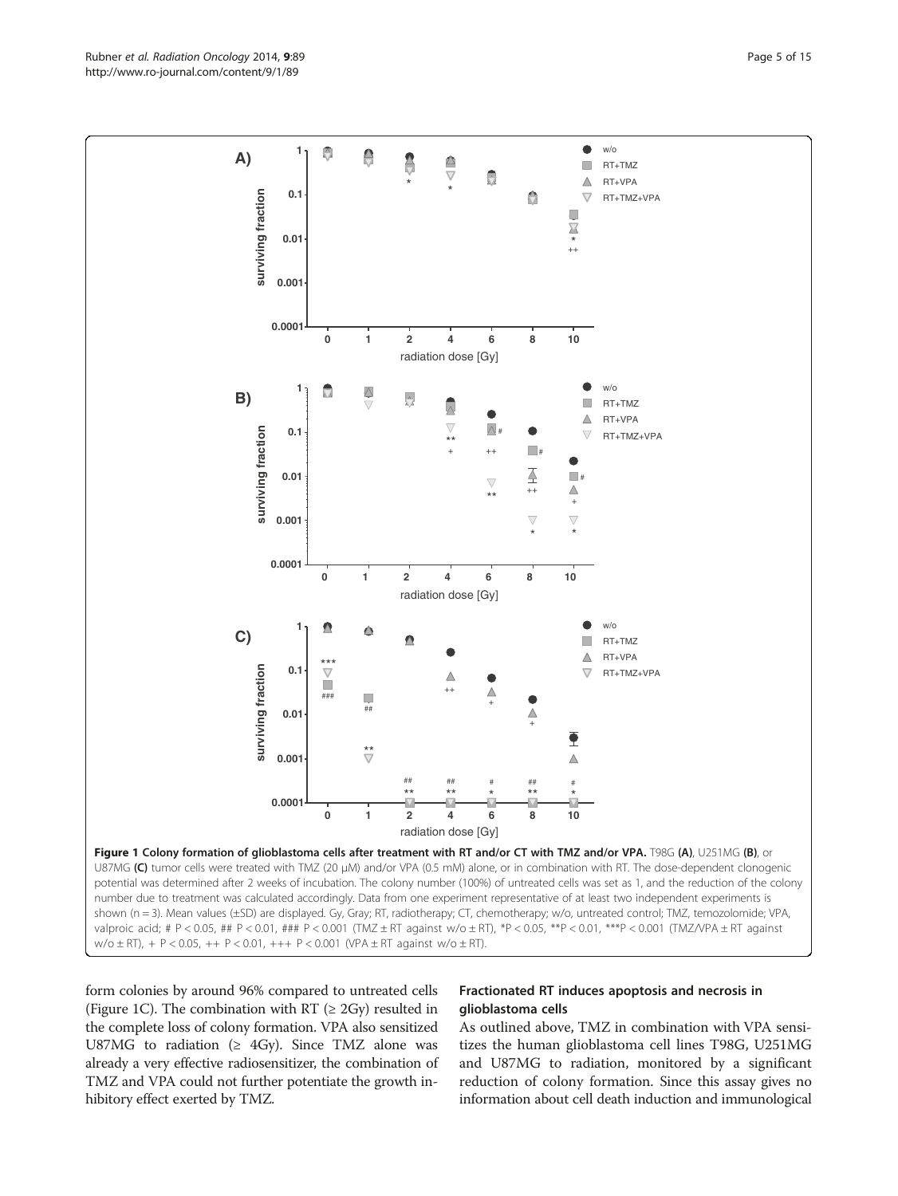**Figure 1 Colony formation of glioblastoma cells after treatment with RT and/or CT with TMZ and/or VPA.** T98G **(A)**, U251MG **(B)**, or U87MG **(C)** tumor cells were treated with TMZ (20 μM) and/or VPA (0.5 mM) alone, or in combination with RT. The dose-dependent clonogenic potential was determined after 2 weeks of incubation. The colony number (100%) of untreated cells was set as 1, and the reduction of the colony number due to treatment was calculated accordingly. Data from one experiment representative of at least two independent experiments is shown (n = 3). Mean values (±SD) are displayed. Gy, Gray; RT, radiotherapy; CT, chemotherapy; w/o, untreated control; TMZ, temozolomide; VPA, valproic acid; # P < 0.05, ## P < 0.01, ### P < 0.001 (TMZ ± RT against w/o ± RT), *P < 0.05, **P < 0.01, ***P < 0.001 (TMZ/VPA ± RT against w/o ± RT), + P < 0.05, ++ P < 0.01, +++ P < 0.001 (VPA ± RT against w/o ± RT).

form colonies by around 96% compared to untreated cells (Figure 1C). The combination with RT (≥ 2Gy) resulted in the complete loss of colony formation. VPA also sensitized U87MG to radiation (≥ 4Gy). Since TMZ alone was already a very effective radiosensitizer, the combination of TMZ and VPA could not further potentiate the growth inhibitory effect exerted by TMZ.

### Fractionated RT induces apoptosis and necrosis in glioblastoma cells

As outlined above, TMZ in combination with VPA sensitizes the human glioblastoma cell lines T98G, U251MG and U87MG to radiation, monitored by a significant reduction of colony formation. Since this assay gives no information about cell death induction and immunological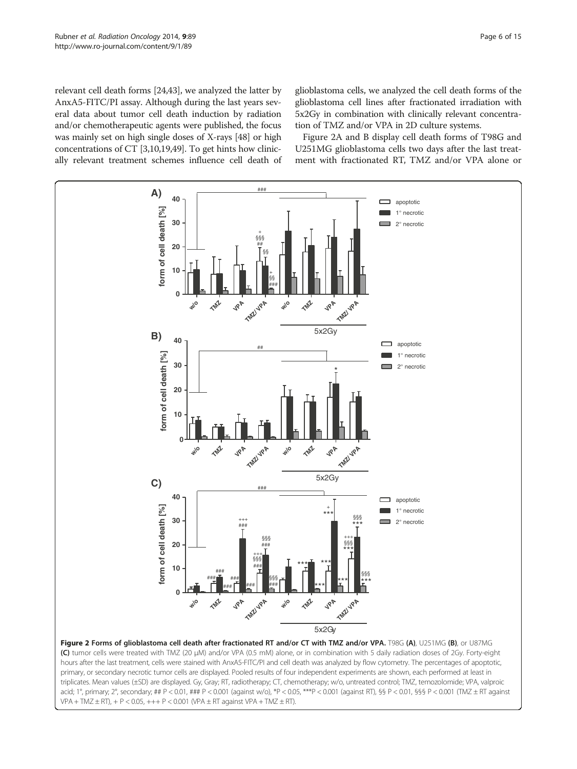relevant cell death forms [24,43], we analyzed the latter by AnxA5-FITC/PI assay. Although during the last years several data about tumor cell death induction by radiation and/or chemotherapeutic agents were published, the focus was mainly set on high single doses of X-rays [48] or high concentrations of CT [3,10,19,49]. To get hints how clinically relevant treatment schemes influence cell death of glioblastoma cells, we analyzed the cell death forms of the glioblastoma cell lines after fractionated irradiation with 5x2Gy in combination with clinically relevant concentration of TMZ and/or VPA in 2D culture systems.

Figure 2A and B display cell death forms of T98G and U251MG glioblastoma cells two days after the last treatment with fractionated RT, TMZ and/or VPA alone or

**Figure 2 Forms of glioblastoma cell death after fractionated RT and/or CT with TMZ and/or VPA.** T98G **(A)**, U251MG **(B)**, or U87MG **(C)** tumor cells were treated with TMZ (20 μM) and/or VPA (0.5 mM) alone, or in combination with 5 daily radiation doses of 2Gy. Forty-eight hours after the last treatment, cells were stained with AnxA5-FITC/PI and cell death was analyzed by flow cytometry. The percentages of apoptotic, primary, or secondary necrotic tumor cells are displayed. Pooled results of four independent experiments are shown, each performed at least in triplicates. Mean values (±SD) are displayed. Gy, Gray; RT, radiotherapy; CT, chemotherapy; w/o, untreated control; TMZ, temozolomide; VPA, valproic acid; 1°, primary; 2°, secondary; ## P < 0.01, ### P < 0.001 (against w/o), *P < 0.05, ***P < 0.001 (against RT), §§ P < 0.01, §§§ P < 0.001 (TMZ ± RT against VPA + TMZ ± RT), + P < 0.05, +++ P < 0.001 (VPA ± RT against VPA + TMZ ± RT).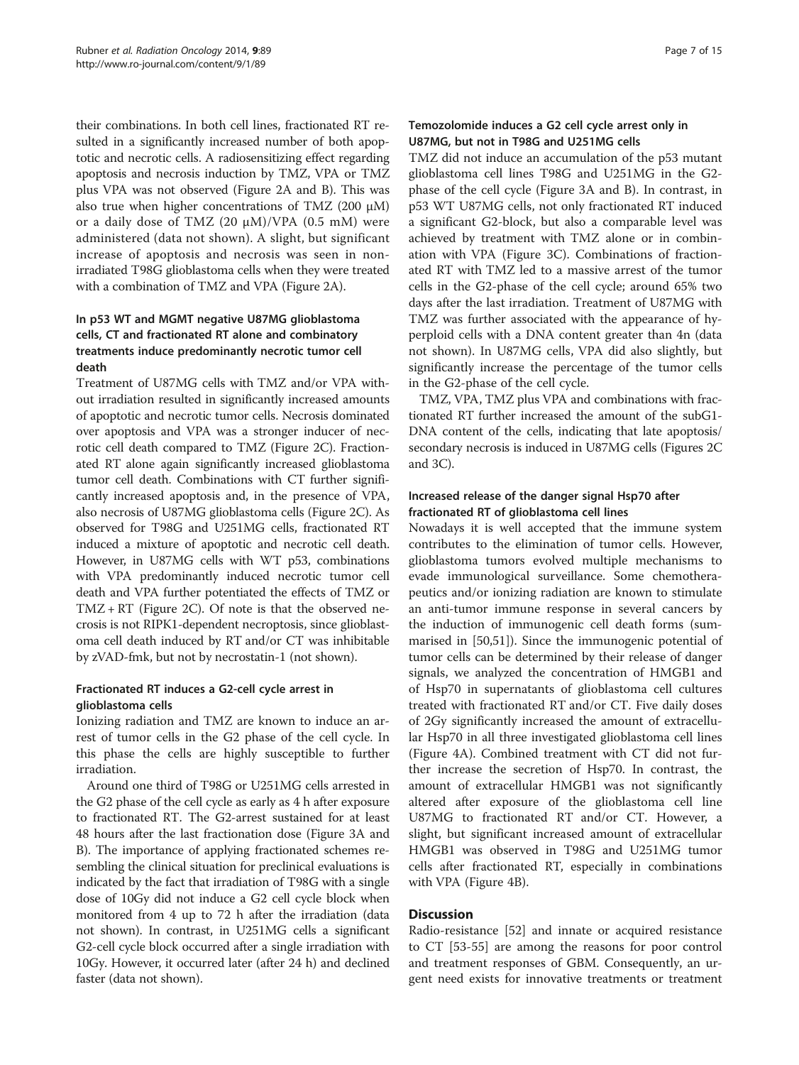their combinations. In both cell lines, fractionated RT resulted in a significantly increased number of both apoptotic and necrotic cells. A radiosensitizing effect regarding apoptosis and necrosis induction by TMZ, VPA or TMZ plus VPA was not observed (Figure 2A and B). This was also true when higher concentrations of TMZ (200 μM) or a daily dose of TMZ (20 μM)/VPA (0.5 mM) were administered (data not shown). A slight, but significant increase of apoptosis and necrosis was seen in non-irradiated T98G glioblastoma cells when they were treated with a combination of TMZ and VPA (Figure 2A).

### In p53 WT and MGMT negative U87MG glioblastoma cells, CT and fractionated RT alone and combinatory treatments induce predominantly necrotic tumor cell death

Treatment of U87MG cells with TMZ and/or VPA without irradiation resulted in significantly increased amounts of apoptotic and necrotic tumor cells. Necrosis dominated over apoptosis and VPA was a stronger inducer of necrotic cell death compared to TMZ (Figure 2C). Fractionated RT alone again significantly increased glioblastoma tumor cell death. Combinations with CT further significantly increased apoptosis and, in the presence of VPA, also necrosis of U87MG glioblastoma cells (Figure 2C). As observed for T98G and U251MG cells, fractionated RT induced a mixture of apoptotic and necrotic cell death. However, in U87MG cells with WT p53, combinations with VPA predominantly induced necrotic tumor cell death and VPA further potentiated the effects of TMZ or TMZ + RT (Figure 2C). Of note is that the observed necrosis is not RIPK1-dependent necroptosis, since glioblastoma cell death induced by RT and/or CT was inhibitable by zVAD-fmk, but not by necrostatin-1 (not shown).

### Fractionated RT induces a G2-cell cycle arrest in glioblastoma cells

Ionizing radiation and TMZ are known to induce an arrest of tumor cells in the G2 phase of the cell cycle. In this phase the cells are highly susceptible to further irradiation.

Around one third of T98G or U251MG cells arrested in the G2 phase of the cell cycle as early as 4 h after exposure to fractionated RT. The G2-arrest sustained for at least 48 hours after the last fractionation dose (Figure 3A and B). The importance of applying fractionated schemes resembling the clinical situation for preclinical evaluations is indicated by the fact that irradiation of T98G with a single dose of 10Gy did not induce a G2 cell cycle block when monitored from 4 up to 72 h after the irradiation (data not shown). In contrast, in U251MG cells a significant G2-cell cycle block occurred after a single irradiation with 10Gy. However, it occurred later (after 24 h) and declined faster (data not shown).

### Temozolomide induces a G2 cell cycle arrest only in U87MG, but not in T98G and U251MG cells

TMZ did not induce an accumulation of the p53 mutant glioblastoma cell lines T98G and U251MG in the G2-phase of the cell cycle (Figure 3A and B). In contrast, in p53 WT U87MG cells, not only fractionated RT induced a significant G2-block, but also a comparable level was achieved by treatment with TMZ alone or in combination with VPA (Figure 3C). Combinations of fractionated RT with TMZ led to a massive arrest of the tumor cells in the G2-phase of the cell cycle; around 65% two days after the last irradiation. Treatment of U87MG with TMZ was further associated with the appearance of hyperploid cells with a DNA content greater than 4n (data not shown). In U87MG cells, VPA did also slightly, but significantly increase the percentage of the tumor cells in the G2-phase of the cell cycle.

TMZ, VPA, TMZ plus VPA and combinations with fractionated RT further increased the amount of the subG1-DNA content of the cells, indicating that late apoptosis/secondary necrosis is induced in U87MG cells (Figures 2C and 3C).

### Increased release of the danger signal Hsp70 after fractionated RT of glioblastoma cell lines

Nowadays it is well accepted that the immune system contributes to the elimination of tumor cells. However, glioblastoma tumors evolved multiple mechanisms to evade immunological surveillance. Some chemotherapeutics and/or ionizing radiation are known to stimulate an anti-tumor immune response in several cancers by the induction of immunogenic cell death forms (summarised in [50,51]). Since the immunogenic potential of tumor cells can be determined by their release of danger signals, we analyzed the concentration of HMGB1 and of Hsp70 in supernatants of glioblastoma cell cultures treated with fractionated RT and/or CT. Five daily doses of 2Gy significantly increased the amount of extracellular Hsp70 in all three investigated glioblastoma cell lines (Figure 4A). Combined treatment with CT did not further increase the secretion of Hsp70. In contrast, the amount of extracellular HMGB1 was not significantly altered after exposure of the glioblastoma cell line U87MG to fractionated RT and/or CT. However, a slight, but significant increased amount of extracellular HMGB1 was observed in T98G and U251MG tumor cells after fractionated RT, especially in combinations with VPA (Figure 4B).

## Discussion

Radio-resistance [52] and innate or acquired resistance to CT [53-55] are among the reasons for poor control and treatment responses of GBM. Consequently, an urgent need exists for innovative treatments or treatment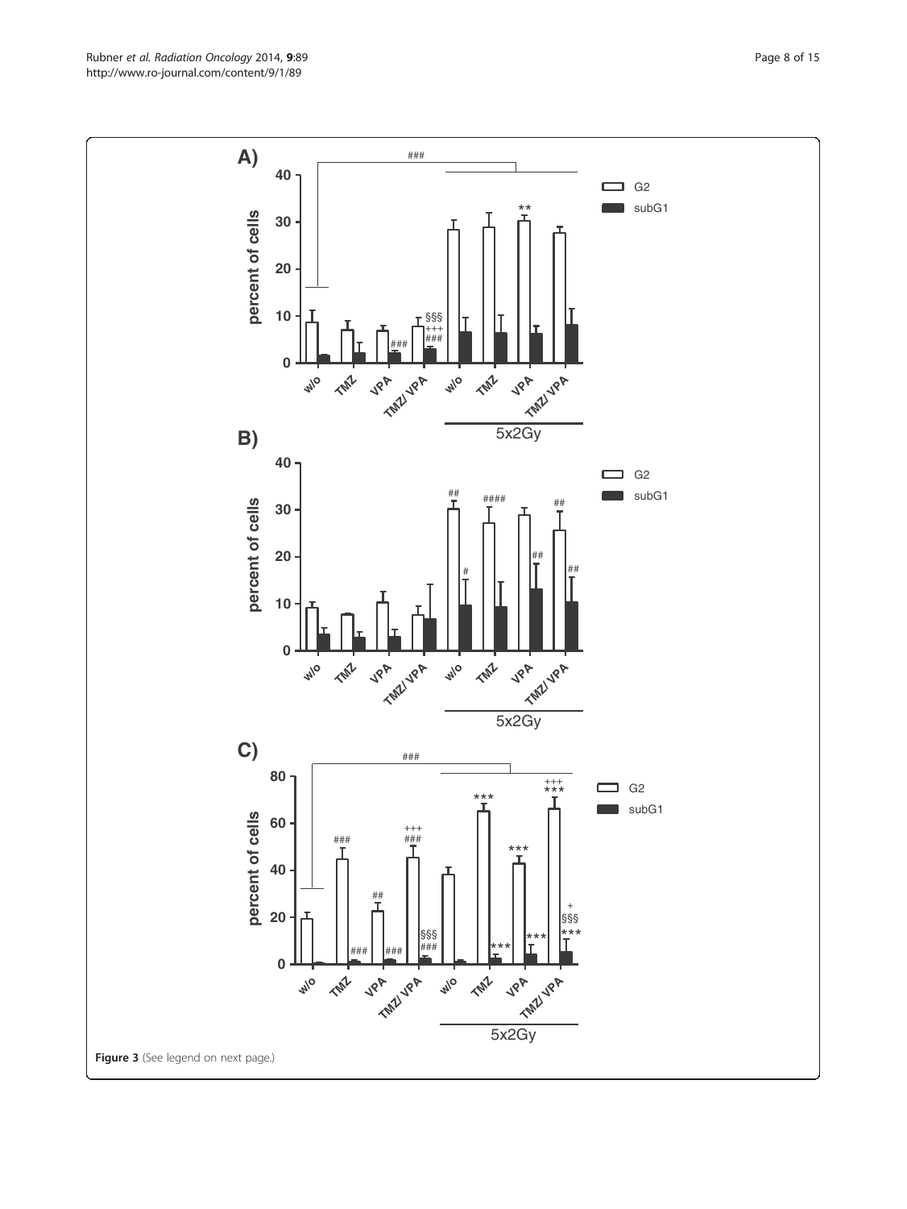Figure 3 (See legend on next page.)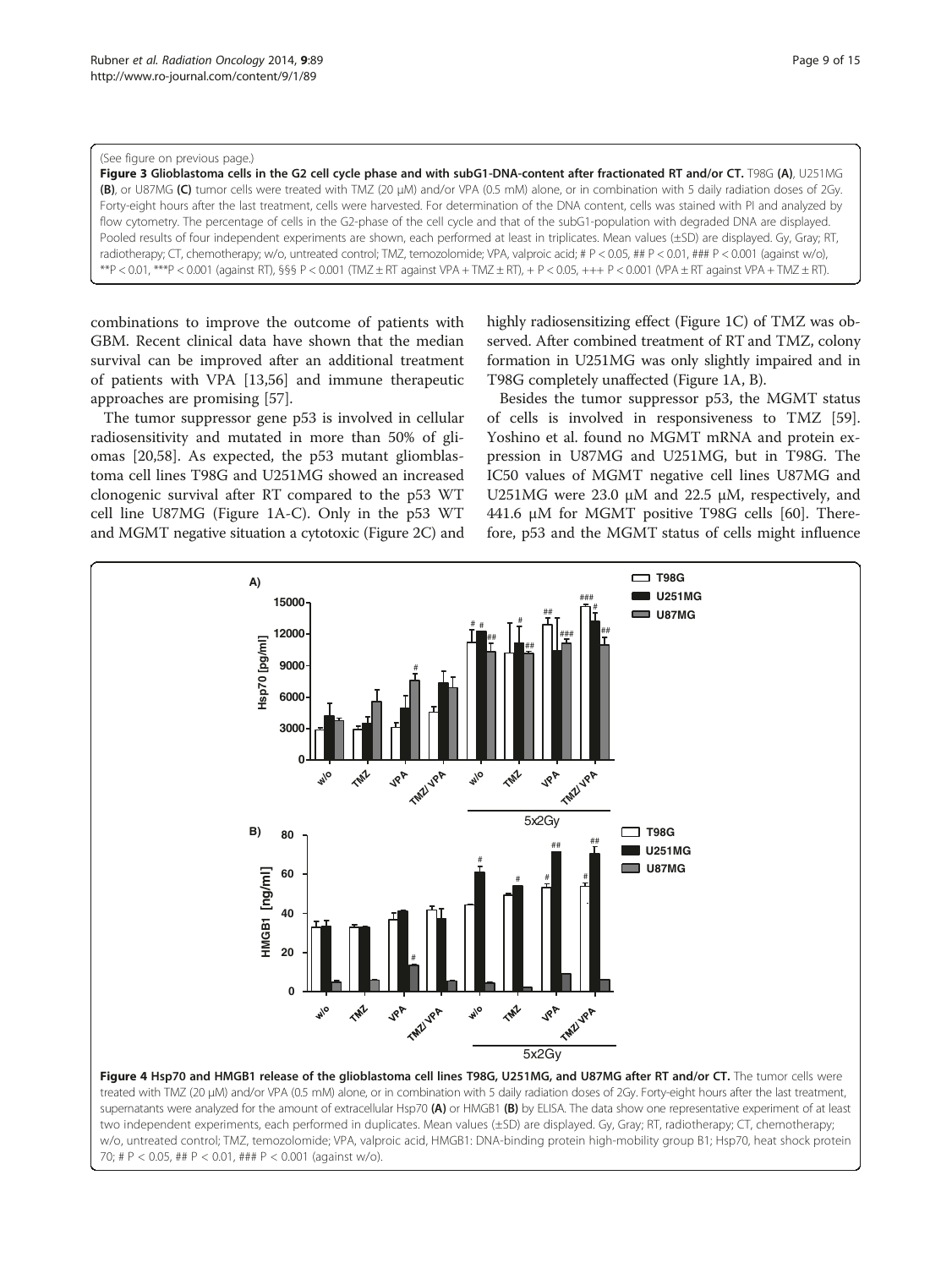(See figure on previous page.)

**Figure 3 Glioblastoma cells in the G2 cell cycle phase and with subG1-DNA-content after fractionated RT and/or CT.** T98G **(A)**, U251MG **(B)**, or U87MG **(C)** tumor cells were treated with TMZ (20 μM) and/or VPA (0.5 mM) alone, or in combination with 5 daily radiation doses of 2Gy. Forty-eight hours after the last treatment, cells were harvested. For determination of the DNA content, cells was stained with PI and analyzed by flow cytometry. The percentage of cells in the G2-phase of the cell cycle and that of the subG1-population with degraded DNA are displayed. Pooled results of four independent experiments are shown, each performed at least in triplicates. Mean values (±SD) are displayed. Gy, Gray; RT, radiotherapy; CT, chemotherapy; w/o, untreated control; TMZ, temozolomide; VPA, valproic acid; # P < 0.05, ## P < 0.01, ### P < 0.001 (against w/o), **P < 0.01, ***P < 0.001 (against RT), §§§ P < 0.001 (TMZ ± RT against VPA + TMZ ± RT), + P < 0.05, +++ P < 0.001 (VPA ± RT against VPA + TMZ ± RT).

combinations to improve the outcome of patients with GBM. Recent clinical data have shown that the median survival can be improved after an additional treatment of patients with VPA [13,56] and immune therapeutic approaches are promising [57].

The tumor suppressor gene p53 is involved in cellular radiosensitivity and mutated in more than 50% of gliomas [20,58]. As expected, the p53 mutant glioblastoma cell lines T98G and U251MG showed an increased clonogenic survival after RT compared to the p53 WT cell line U87MG (Figure 1A-C). Only in the p53 WT and MGMT negative situation a cytotoxic (Figure 2C) and highly radiosensitizing effect (Figure 1C) of TMZ was observed. After combined treatment of RT and TMZ, colony formation in U251MG was only slightly impaired and in T98G completely unaffected (Figure 1A, B).

Besides the tumor suppressor p53, the MGMT status of cells is involved in responsiveness to TMZ [59]. Yoshino et al. found no MGMT mRNA and protein expression in U87MG and U251MG, but in T98G. The IC50 values of MGMT negative cell lines U87MG and U251MG were 23.0 μM and 22.5 μM, respectively, and 441.6 μM for MGMT positive T98G cells [60]. Therefore, p53 and the MGMT status of cells might influence

**Figure 4 Hsp70 and HMGB1 release of the glioblastoma cell lines T98G, U251MG, and U87MG after RT and/or CT.** The tumor cells were treated with TMZ (20 μM) and/or VPA (0.5 mM) alone, or in combination with 5 daily radiation doses of 2Gy. Forty-eight hours after the last treatment, supernatants were analyzed for the amount of extracellular Hsp70 **(A)** or HMGB1 **(B)** by ELISA. The data show one representative experiment of at least two independent experiments, each performed in duplicates. Mean values (±SD) are displayed. Gy, Gray; RT, radiotherapy; CT, chemotherapy; w/o, untreated control; TMZ, temozolomide; VPA, valproic acid, HMGB1: DNA-binding protein high-mobility group B1; Hsp70, heat shock protein 70; # P < 0.05, ## P < 0.01, ### P < 0.001 (against w/o).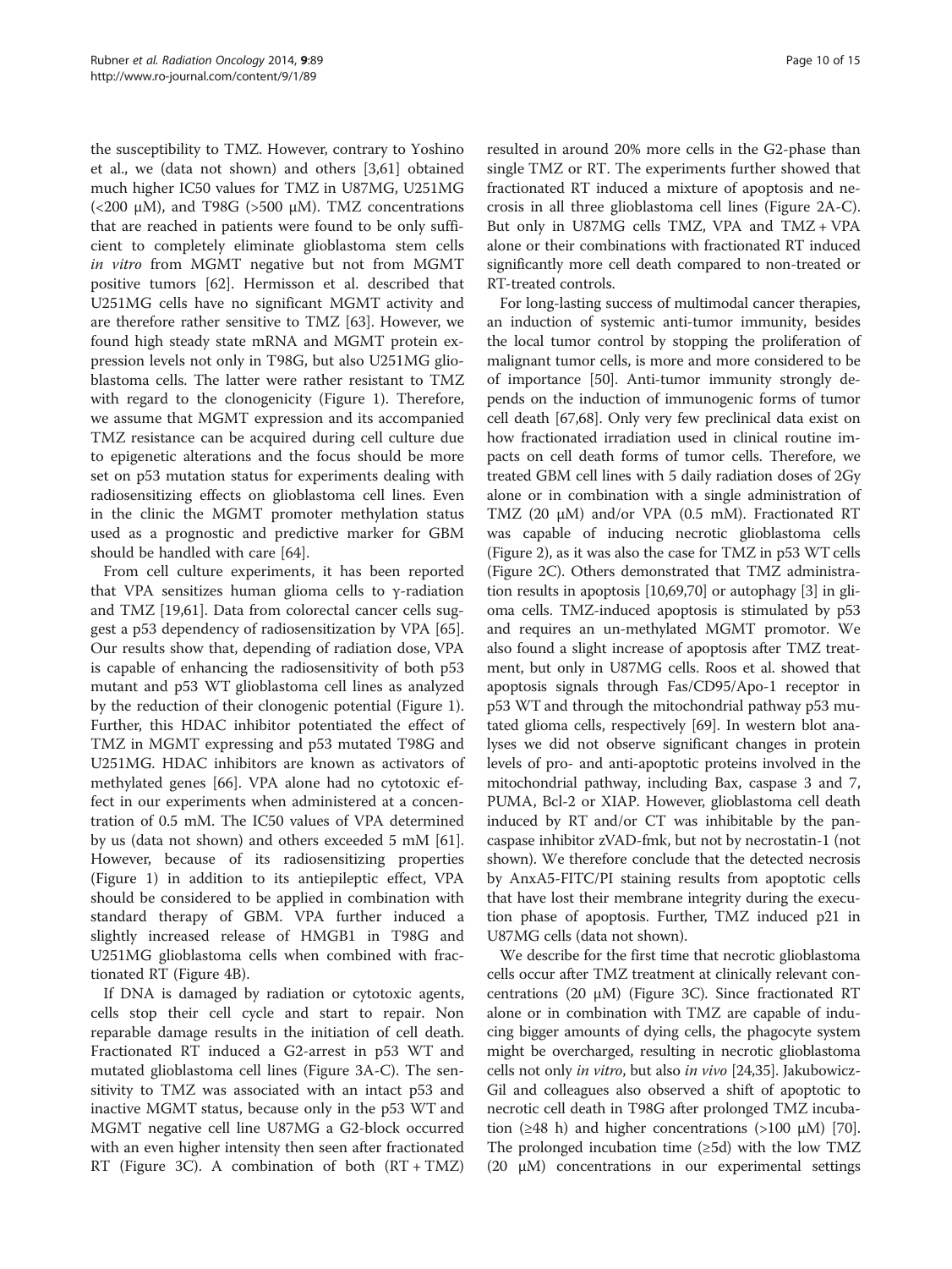the susceptibility to TMZ. However, contrary to Yoshino et al., we (data not shown) and others [3,61] obtained much higher IC50 values for TMZ in U87MG, U251MG (<200 μM), and T98G (>500 μM). TMZ concentrations that are reached in patients were found to be only sufficient to completely eliminate glioblastoma stem cells *in vitro* from MGMT negative but not from MGMT positive tumors [62]. Hermisson et al. described that U251MG cells have no significant MGMT activity and are therefore rather sensitive to TMZ [63]. However, we found high steady state mRNA and MGMT protein expression levels not only in T98G, but also U251MG glioblastoma cells. The latter were rather resistant to TMZ with regard to the clonogenicity (Figure 1). Therefore, we assume that MGMT expression and its accompanied TMZ resistance can be acquired during cell culture due to epigenetic alterations and the focus should be more set on p53 mutation status for experiments dealing with radiosensitizing effects on glioblastoma cell lines. Even in the clinic the MGMT promoter methylation status used as a prognostic and predictive marker for GBM should be handled with care [64].

From cell culture experiments, it has been reported that VPA sensitizes human glioma cells to γ-radiation and TMZ [19,61]. Data from colorectal cancer cells suggest a p53 dependency of radiosensitization by VPA [65]. Our results show that, depending of radiation dose, VPA is capable of enhancing the radiosensitivity of both p53 mutant and p53 WT glioblastoma cell lines as analyzed by the reduction of their clonogenic potential (Figure 1). Further, this HDAC inhibitor potentiated the effect of TMZ in MGMT expressing and p53 mutated T98G and U251MG. HDAC inhibitors are known as activators of methylated genes [66]. VPA alone had no cytotoxic effect in our experiments when administered at a concentration of 0.5 mM. The IC50 values of VPA determined by us (data not shown) and others exceeded 5 mM [61]. However, because of its radiosensitizing properties (Figure 1) in addition to its antiepileptic effect, VPA should be considered to be applied in combination with standard therapy of GBM. VPA further induced a slightly increased release of HMGB1 in T98G and U251MG glioblastoma cells when combined with fractionated RT (Figure 4B).

If DNA is damaged by radiation or cytotoxic agents, cells stop their cell cycle and start to repair. Non reparable damage results in the initiation of cell death. Fractionated RT induced a G2-arrest in p53 WT and mutated glioblastoma cell lines (Figure 3A-C). The sensitivity to TMZ was associated with an intact p53 and inactive MGMT status, because only in the p53 WT and MGMT negative cell line U87MG a G2-block occurred with an even higher intensity then seen after fractionated RT (Figure 3C). A combination of both (RT + TMZ) resulted in around 20% more cells in the G2-phase than single TMZ or RT. The experiments further showed that fractionated RT induced a mixture of apoptosis and necrosis in all three glioblastoma cell lines (Figure 2A-C). But only in U87MG cells TMZ, VPA and TMZ + VPA alone or their combinations with fractionated RT induced significantly more cell death compared to non-treated or RT-treated controls.

For long-lasting success of multimodal cancer therapies, an induction of systemic anti-tumor immunity, besides the local tumor control by stopping the proliferation of malignant tumor cells, is more and more considered to be of importance [50]. Anti-tumor immunity strongly depends on the induction of immunogenic forms of tumor cell death [67,68]. Only very few preclinical data exist on how fractionated irradiation used in clinical routine impacts on cell death forms of tumor cells. Therefore, we treated GBM cell lines with 5 daily radiation doses of 2Gy alone or in combination with a single administration of TMZ (20 μM) and/or VPA (0.5 mM). Fractionated RT was capable of inducing necrotic glioblastoma cells (Figure 2), as it was also the case for TMZ in p53 WT cells (Figure 2C). Others demonstrated that TMZ administration results in apoptosis [10,69,70] or autophagy [3] in glioma cells. TMZ-induced apoptosis is stimulated by p53 and requires an un-methylated MGMT promotor. We also found a slight increase of apoptosis after TMZ treatment, but only in U87MG cells. Roos et al. showed that apoptosis signals through Fas/CD95/Apo-1 receptor in p53 WT and through the mitochondrial pathway p53 mutated glioma cells, respectively [69]. In western blot analyses we did not observe significant changes in protein levels of pro- and anti-apoptotic proteins involved in the mitochondrial pathway, including Bax, caspase 3 and 7, PUMA, Bcl-2 or XIAP. However, glioblastoma cell death induced by RT and/or CT was inhibitable by the pan-caspase inhibitor zVAD-fmk, but not by necrostatin-1 (not shown). We therefore conclude that the detected necrosis by AnxA5-FITC/PI staining results from apoptotic cells that have lost their membrane integrity during the execution phase of apoptosis. Further, TMZ induced p21 in U87MG cells (data not shown).

We describe for the first time that necrotic glioblastoma cells occur after TMZ treatment at clinically relevant concentrations (20 μM) (Figure 3C). Since fractionated RT alone or in combination with TMZ are capable of inducing bigger amounts of dying cells, the phagocyte system might be overcharged, resulting in necrotic glioblastoma cells not only *in vitro*, but also *in vivo* [24,35]. Jakubowicz-Gil and colleagues also observed a shift of apoptotic to necrotic cell death in T98G after prolonged TMZ incubation (≥48 h) and higher concentrations (>100 μM) [70]. The prolonged incubation time (≥5d) with the low TMZ (20 μM) concentrations in our experimental settings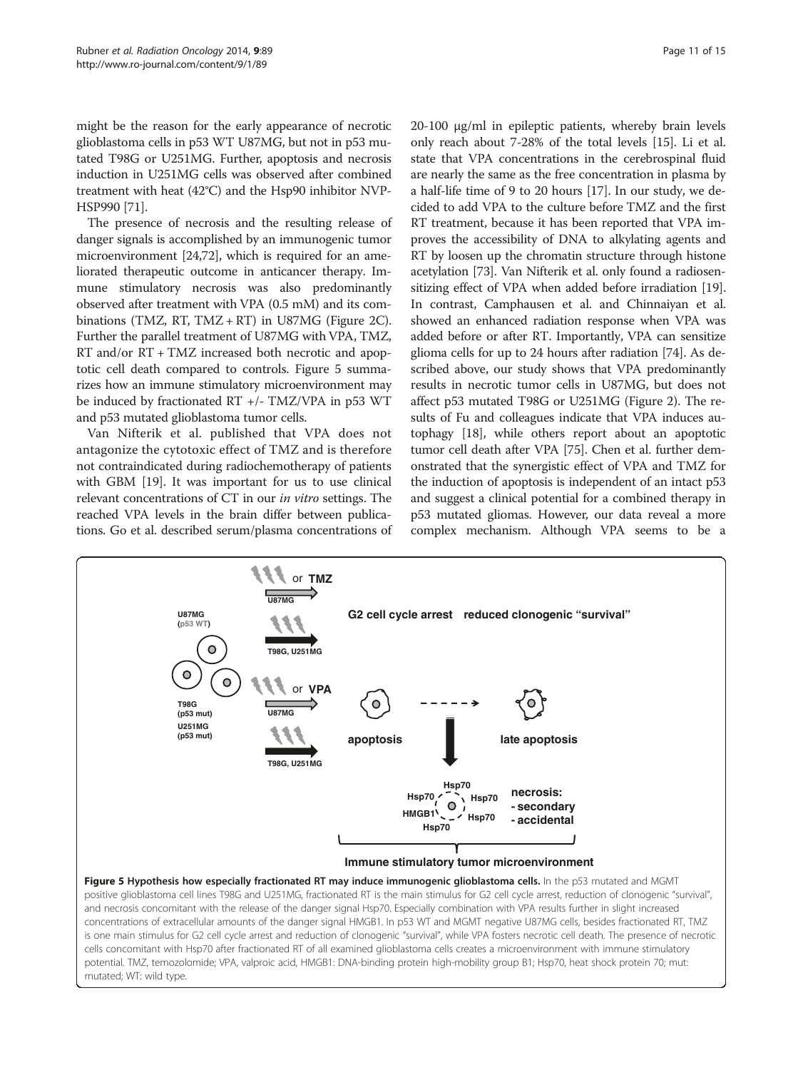might be the reason for the early appearance of necrotic glioblastoma cells in p53 WT U87MG, but not in p53 mutated T98G or U251MG. Further, apoptosis and necrosis induction in U251MG cells was observed after combined treatment with heat (42°C) and the Hsp90 inhibitor NVP-HSP990 [71].

The presence of necrosis and the resulting release of danger signals is accomplished by an immunogenic tumor microenvironment [24,72], which is required for an ameliorated therapeutic outcome in anticancer therapy. Immune stimulatory necrosis was also predominantly observed after treatment with VPA (0.5 mM) and its combinations (TMZ, RT, TMZ + RT) in U87MG (Figure 2C). Further the parallel treatment of U87MG with VPA, TMZ, RT and/or RT + TMZ increased both necrotic and apoptotic cell death compared to controls. Figure 5 summarizes how an immune stimulatory microenvironment may be induced by fractionated RT +/- TMZ/VPA in p53 WT and p53 mutated glioblastoma tumor cells.

Van Nifterik et al. published that VPA does not antagonize the cytotoxic effect of TMZ and is therefore not contraindicated during radiochemotherapy of patients with GBM [19]. It was important for us to use clinical relevant concentrations of CT in our *in vitro* settings. The reached VPA levels in the brain differ between publications. Go et al. described serum/plasma concentrations of 20-100 μg/ml in epileptic patients, whereby brain levels only reach about 7-28% of the total levels [15]. Li et al. state that VPA concentrations in the cerebrospinal fluid are nearly the same as the free concentration in plasma by a half-life time of 9 to 20 hours [17]. In our study, we decided to add VPA to the culture before TMZ and the first RT treatment, because it has been reported that VPA improves the accessibility of DNA to alkylating agents and RT by loosen up the chromatin structure through histone acetylation [73]. Van Nifterik et al. only found a radiosensitizing effect of VPA when added before irradiation [19]. In contrast, Camphausen et al. and Chinnaiyan et al. showed an enhanced radiation response when VPA was added before or after RT. Importantly, VPA can sensitize glioma cells for up to 24 hours after radiation [74]. As described above, our study shows that VPA predominantly results in necrotic tumor cells in U87MG, but does not affect p53 mutated T98G or U251MG (Figure 2). The results of Fu and colleagues indicate that VPA induces autophagy [18], while others report about an apoptotic tumor cell death after VPA [75]. Chen et al. further demonstrated that the synergistic effect of VPA and TMZ for the induction of apoptosis is independent of an intact p53 and suggest a clinical potential for a combined therapy in p53 mutated gliomas. However, our data reveal a more complex mechanism. Although VPA seems to be a

**Figure 5 Hypothesis how especially fractionated RT may induce immunogenic glioblastoma cells.** In the p53 mutated and MGMT positive glioblastoma cell lines T98G and U251MG, fractionated RT is the main stimulus for G2 cell cycle arrest, reduction of clonogenic "survival", and necrosis concomitant with the release of the danger signal Hsp70. Especially combination with VPA results further in slight increased concentrations of extracellular amounts of the danger signal HMGB1. In p53 WT and MGMT negative U87MG cells, besides fractionated RT, TMZ is one main stimulus for G2 cell cycle arrest and reduction of clonogenic "survival", while VPA fosters necrotic cell death. The presence of necrotic cells concomitant with Hsp70 after fractionated RT of all examined glioblastoma cells creates a microenvironment with immune stimulatory potential. TMZ, temozolomide; VPA, valproic acid, HMGB1: DNA-binding protein high-mobility group B1; Hsp70, heat shock protein 70; mut: mutated; WT: wild type.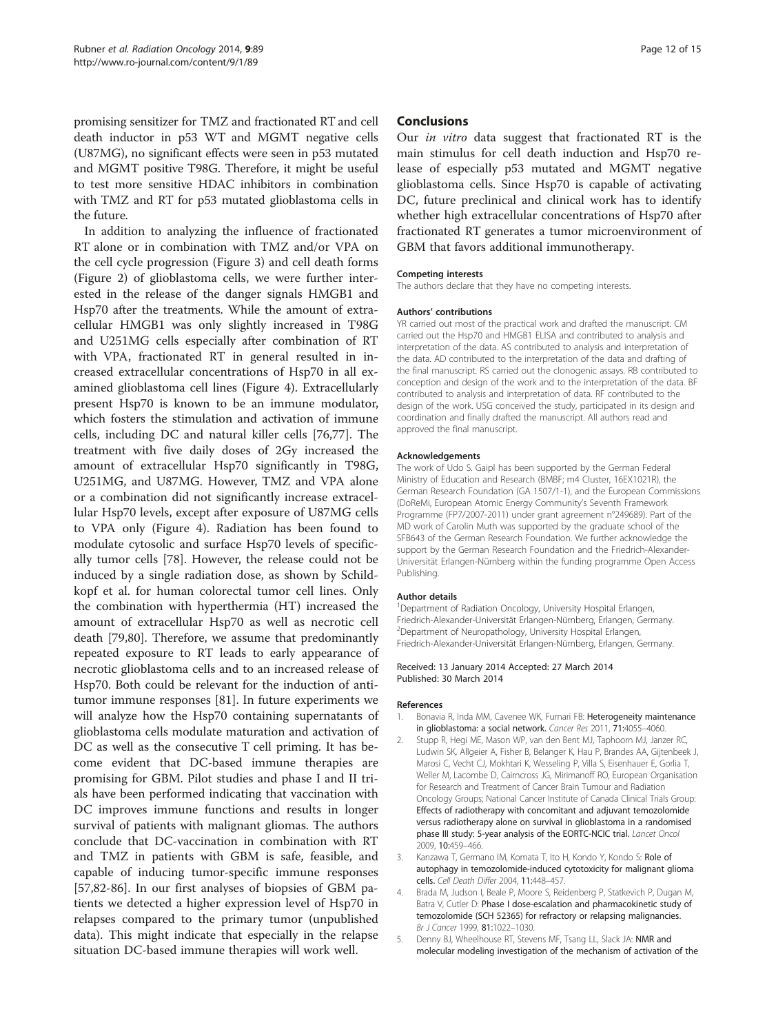promising sensitizer for TMZ and fractionated RT and cell death inductor in p53 WT and MGMT negative cells (U87MG), no significant effects were seen in p53 mutated and MGMT positive T98G. Therefore, it might be useful to test more sensitive HDAC inhibitors in combination with TMZ and RT for p53 mutated glioblastoma cells in the future.

In addition to analyzing the influence of fractionated RT alone or in combination with TMZ and/or VPA on the cell cycle progression (Figure 3) and cell death forms (Figure 2) of glioblastoma cells, we were further interested in the release of the danger signals HMGB1 and Hsp70 after the treatments. While the amount of extracellular HMGB1 was only slightly increased in T98G and U251MG cells especially after combination of RT with VPA, fractionated RT in general resulted in increased extracellular concentrations of Hsp70 in all examined glioblastoma cell lines (Figure 4). Extracellularly present Hsp70 is known to be an immune modulator, which fosters the stimulation and activation of immune cells, including DC and natural killer cells [76,77]. The treatment with five daily doses of 2Gy increased the amount of extracellular Hsp70 significantly in T98G, U251MG, and U87MG. However, TMZ and VPA alone or a combination did not significantly increase extracellular Hsp70 levels, except after exposure of U87MG cells to VPA only (Figure 4). Radiation has been found to modulate cytosolic and surface Hsp70 levels of specifically tumor cells [78]. However, the release could not be induced by a single radiation dose, as shown by Schildkopf et al. for human colorectal tumor cell lines. Only the combination with hyperthermia (HT) increased the amount of extracellular Hsp70 as well as necrotic cell death [79,80]. Therefore, we assume that predominantly repeated exposure to RT leads to early appearance of necrotic glioblastoma cells and to an increased release of Hsp70. Both could be relevant for the induction of antitumor immune responses [81]. In future experiments we will analyze how the Hsp70 containing supernatants of glioblastoma cells modulate maturation and activation of DC as well as the consecutive T cell priming. It has become evident that DC-based immune therapies are promising for GBM. Pilot studies and phase I and II trials have been performed indicating that vaccination with DC improves immune functions and results in longer survival of patients with malignant gliomas. The authors conclude that DC-vaccination in combination with RT and TMZ in patients with GBM is safe, feasible, and capable of inducing tumor-specific immune responses [57,82-86]. In our first analyses of biopsies of GBM patients we detected a higher expression level of Hsp70 in relapses compared to the primary tumor (unpublished data). This might indicate that especially in the relapse situation DC-based immune therapies will work well.

## Conclusions

Our *in vitro* data suggest that fractionated RT is the main stimulus for cell death induction and Hsp70 release of especially p53 mutated and MGMT negative glioblastoma cells. Since Hsp70 is capable of activating DC, future preclinical and clinical work has to identify whether high extracellular concentrations of Hsp70 after fractionated RT generates a tumor microenvironment of GBM that favors additional immunotherapy.

#### Competing interests

The authors declare that they have no competing interests.

#### Authors' contributions

YR carried out most of the practical work and drafted the manuscript. CM carried out the Hsp70 and HMGB1 ELISA and contributed to analysis and interpretation of the data. AS contributed to analysis and interpretation of the data. AD contributed to the interpretation of the data and drafting of the final manuscript. RS carried out the clonogenic assays. RB contributed to conception and design of the work and to the interpretation of the data. BF contributed to analysis and interpretation of data. RF contributed to the design of the work. USG conceived the study, participated in its design and coordination and finally drafted the manuscript. All authors read and approved the final manuscript.

#### Acknowledgements

The work of Udo S. Gaipl has been supported by the German Federal Ministry of Education and Research (BMBF; m4 Cluster, 16EX1021R), the German Research Foundation (GA 1507/1-1), and the European Commissions (DoReMi, European Atomic Energy Community's Seventh Framework Programme (FP7/2007-2011) under grant agreement n°249689). Part of the MD work of Carolin Muth was supported by the graduate school of the SFB643 of the German Research Foundation. We further acknowledge the support by the German Research Foundation and the Friedrich-Alexander-Universität Erlangen-Nürnberg within the funding programme Open Access Publishing.

#### Author details

[1]Department of Radiation Oncology, University Hospital Erlangen, Friedrich-Alexander-Universität Erlangen-Nürnberg, Erlangen, Germany. [2]Department of Neuropathology, University Hospital Erlangen, Friedrich-Alexander-Universität Erlangen-Nürnberg, Erlangen, Germany.

Received: 13 January 2014 Accepted: 27 March 2014
Published: 30 March 2014

#### References

1. Bonavia R, Inda MM, Cavenee WK, Furnari FB: **Heterogeneity maintenance in glioblastoma: a social network.** *Cancer Res* 2011, **71:**4055–4060.
2. Stupp R, Hegi ME, Mason WP, van den Bent MJ, Taphoorn MJ, Janzer RC, Ludwin SK, Allgeier A, Fisher B, Belanger K, Hau P, Brandes AA, Gijtenbeek J, Marosi C, Vecht CJ, Mokhtari K, Wesseling P, Villa S, Eisenhauer E, Gorlia T, Weller M, Lacombe D, Cairncross JG, Mirimanoff RO, European Organisation for Research and Treatment of Cancer Brain Tumour and Radiation Oncology Groups; National Cancer Institute of Canada Clinical Trials Group: **Effects of radiotherapy with concomitant and adjuvant temozolomide versus radiotherapy alone on survival in glioblastoma in a randomised phase III study: 5-year analysis of the EORTC-NCIC trial.** *Lancet Oncol* 2009, **10:**459–466.
3. Kanzawa T, Germano IM, Komata T, Ito H, Kondo Y, Kondo S: **Role of autophagy in temozolomide-induced cytotoxicity for malignant glioma cells.** *Cell Death Differ* 2004, **11:**448–457.
4. Brada M, Judson I, Beale P, Moore S, Reidenberg P, Statkevich P, Dugan M, Batra V, Cutler D: **Phase I dose-escalation and pharmacokinetic study of temozolomide (SCH 52365) for refractory or relapsing malignancies.** *Br J Cancer* 1999, **81:**1022–1030.
5. Denny BJ, Wheelhouse RT, Stevens MF, Tsang LL, Slack JA: **NMR and molecular modeling investigation of the mechanism of activation of the**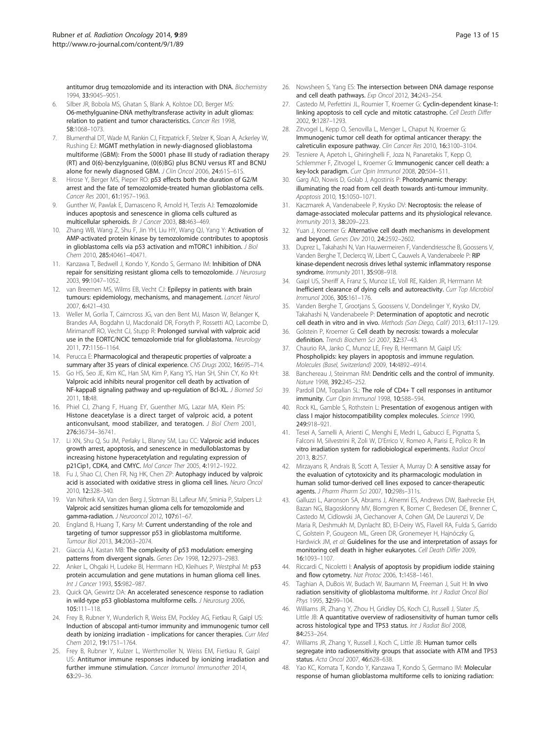antitumor drug temozolomide and its interaction with DNA. *Biochemistry* 1994, **33:**9045–9051.

6. Silber JR, Bobola MS, Ghatan S, Blank A, Kolstoe DD, Berger MS: **O6-methylguanine-DNA methyltransferase activity in adult gliomas: relation to patient and tumor characteristics.** *Cancer Res* 1998, **58:**1068–1073.
7. Blumenthal DT, Wade M, Rankin CJ, Fitzpatrick F, Stelzer K, Sloan A, Ackerley W, Rushing EJ: **MGMT methylation in newly-diagnosed glioblastoma multiforme (GBM): From the S0001 phase III study of radiation therapy (RT) and 0(6)-benzylguanine, (0(6)BG) plus BCNU versus RT and BCNU alone for newly diagnosed GBM.** *J Clin Oncol* 2006, **24:**61S–61S.
8. Hirose Y, Berger MS, Pieper RO: **p53 effects both the duration of G2/M arrest and the fate of temozolomide-treated human glioblastoma cells.** *Cancer Res* 2001, **61:**1957–1963.
9. Gunther W, Pawlak E, Damasceno R, Arnold H, Terzis AJ: **Temozolomide induces apoptosis and senescence in glioma cells cultured as multicellular spheroids.** *Br J Cancer* 2003, **88:**463–469.
10. Zhang WB, Wang Z, Shu F, Jin YH, Liu HY, Wang QJ, Yang Y: **Activation of AMP-activated protein kinase by temozolomide contributes to apoptosis in glioblastoma cells via p53 activation and mTORC1 inhibition.** *J Biol Chem* 2010, **285:**40461–40471.
11. Kanzawa T, Bedwell J, Kondo Y, Kondo S, Germano IM: **Inhibition of DNA repair for sensitizing resistant glioma cells to temozolomide.** *J Neurosurg* 2003, **99:**1047–1052.
12. van Breemen MS, Wilms EB, Vecht CJ: **Epilepsy in patients with brain tumours: epidemiology, mechanisms, and management.** *Lancet Neurol* 2007, **6:**421–430.
13. Weller M, Gorlia T, Cairncross JG, van den Bent MJ, Mason W, Belanger K, Brandes AA, Bogdahn U, Macdonald DR, Forsyth P, Rossetti AO, Lacombe D, Mirimanoff RO, Vecht CJ, Stupp R: **Prolonged survival with valproic acid use in the EORTC/NCIC temozolomide trial for glioblastoma.** *Neurology* 2011, **77:**1156–1164.
14. Perucca E: **Pharmacological and therapeutic properties of valproate: a summary after 35 years of clinical experience.** *CNS Drugs* 2002, **16:**695–714.
15. Go HS, Seo JE, Kim KC, Han SM, Kim P, Kang YS, Han SH, Shin CY, Ko KH: **Valproic acid inhibits neural progenitor cell death by activation of NF-kappaB signaling pathway and up-regulation of Bcl-XL.** *J Biomed Sci* 2011, **18:**48.
16. Phiel CJ, Zhang F, Huang EY, Guenther MG, Lazar MA, Klein PS: **Histone deacetylase is a direct target of valproic acid, a potent anticonvulsant, mood stabilizer, and teratogen.** *J Biol Chem* 2001, **276:**36734–36741.
17. Li XN, Shu Q, Su JM, Perlaky L, Blaney SM, Lau CC: **Valproic acid induces growth arrest, apoptosis, and senescence in medulloblastomas by increasing histone hyperacetylation and regulating expression of p21Cip1, CDK4, and CMYC.** *Mol Cancer Ther* 2005, **4:**1912–1922.
18. Fu J, Shao CJ, Chen FR, Ng HK, Chen ZP: **Autophagy induced by valproic acid is associated with oxidative stress in glioma cell lines.** *Neuro Oncol* 2010, **12:**328–340.
19. Van Nifterik KA, Van den Berg J, Slotman BJ, Lafleur MV, Sminia P, Stalpers LJ: **Valproic acid sensitizes human glioma cells for temozolomide and gamma-radiation.** *J Neurooncol* 2012, **107:**61–67.
20. England B, Huang T, Karsy M: **Current understanding of the role and targeting of tumor suppressor p53 in glioblastoma multiforme.** *Tumour Biol* 2013, **34:**2063–2074.
21. Giaccia AJ, Kastan MB: **The complexity of p53 modulation: emerging patterns from divergent signals.** *Genes Dev* 1998, **12:**2973–2983.
22. Anker L, Ohgaki H, Ludeke BI, Herrmann HD, Kleihues P, Westphal M: **p53 protein accumulation and gene mutations in human glioma cell lines.** *Int J Cancer* 1993, **55:**982–987.
23. Quick QA, Gewirtz DA: **An accelerated senescence response to radiation in wild-type p53 glioblastoma multiforme cells.** *J Neurosurg* 2006, **105:**111–118.
24. Frey B, Rubner Y, Wunderlich R, Weiss EM, Pockley AG, Fietkau R, Gaipl US: **Induction of abscopal anti-tumor immunity and immunogenic tumor cell death by ionizing irradiation - implications for cancer therapies.** *Curr Med Chem* 2012, **19:**1751–1764.
25. Frey B, Rubner Y, Kulzer L, Werthmoller N, Weiss EM, Fietkau R, Gaipl US: **Antitumor immune responses induced by ionizing irradiation and further immune stimulation.** *Cancer Immunol Immunother* 2014, **63:**29–36.
26. Nowsheen S, Yang ES: **The intersection between DNA damage response and cell death pathways.** *Exp Oncol* 2012, **34:**243–254.
27. Castedo M, Perfettini JL, Roumier T, Kroemer G: **Cyclin-dependent kinase-1: linking apoptosis to cell cycle and mitotic catastrophe.** *Cell Death Differ* 2002, **9:**1287–1293.
28. Zitvogel L, Kepp O, Senovilla L, Menger L, Chaput N, Kroemer G: **Immunogenic tumor cell death for optimal anticancer therapy: the calreticulin exposure pathway.** *Clin Cancer Res* 2010, **16:**3100–3104.
29. Tesniere A, Apetoh L, Ghiringhelli F, Joza N, Panaretakis T, Kepp O, Schlemmer F, Zitvogel L, Kroemer G: **Immunogenic cancer cell death: a key-lock paradigm.** *Curr Opin Immunol* 2008, **20:**504–511.
30. Garg AD, Nowis D, Golab J, Agostinis P: **Photodynamic therapy: illuminating the road from cell death towards anti-tumour immunity.** *Apoptosis* 2010, **15:**1050–1071.
31. Kaczmarek A, Vandenabeele P, Krysko DV: **Necroptosis: the release of damage-associated molecular patterns and its physiological relevance.** *Immunity* 2013, **38:**209–223.
32. Yuan J, Kroemer G: **Alternative cell death mechanisms in development and beyond.** *Genes Dev* 2010, **24:**2592–2602.
33. Duprez L, Takahashi N, Van Hauwermeiren F, Vandendriessche B, Goossens V, Vanden Berghe T, Declercq W, Libert C, Cauwels A, Vandenabeele P: **RIP kinase-dependent necrosis drives lethal systemic inflammatory response syndrome.** *Immunity* 2011, **35:**908–918.
34. Gaipl US, Sheriff A, Franz S, Munoz LE, Voll RE, Kalden JR, Herrmann M: **Inefficient clearance of dying cells and autoreactivity.** *Curr Top Microbiol Immunol* 2006, **305:**161–176.
35. Vanden Berghe T, Grootjans S, Goossens V, Dondelinger Y, Krysko DV, Takahashi N, Vandenabeele P: **Determination of apoptotic and necrotic cell death in vitro and in vivo.** *Methods (San Diego, Calif)* 2013, **61:**117–129.
36. Golstein P, Kroemer G: **Cell death by necrosis: towards a molecular definition.** *Trends Biochem Sci* 2007, **32:**37–43.
37. Chaurio RA, Janko C, Munoz LE, Frey B, Herrmann M, Gaipl US: **Phospholipids: key players in apoptosis and immune regulation.** *Molecules (Basel, Switzerland)* 2009, **14:**4892–4914.
38. Banchereau J, Steinman RM: **Dendritic cells and the control of immunity.** *Nature* 1998, **392:**245–252.
39. Pardoll DM, Topalian SL: **The role of CD4+ T cell responses in antitumor immunity.** *Curr Opin Immunol* 1998, **10:**588–594.
40. Rock KL, Gamble S, Rothstein L: **Presentation of exogenous antigen with class I major histocompatibility complex molecules.** *Science* 1990, **249:**918–921.
41. Tesei A, Sarnelli A, Arienti C, Menghi E, Medri L, Gabucci E, Pignatta S, Falconi M, Silvestrini R, Zoli W, D'Errico V, Romeo A, Parisi E, Polico R: **In vitro irradiation system for radiobiological experiments.** *Radiat Oncol* 2013, **8:**257.
42. Mirzayans R, Andrais B, Scott A, Tessier A, Murray D: **A sensitive assay for the evaluation of cytotoxicity and its pharmacologic modulation in human solid tumor-derived cell lines exposed to cancer-therapeutic agents.** *J Pharm Pharm Sci* 2007, **10:**298s–311s.
43. Galluzzi L, Aaronson SA, Abrams J, Alnemri ES, Andrews DW, Baehrecke EH, Bazan NG, Blagosklonny MV, Blomgren K, Borner C, Bredesen DE, Brenner C, Castedo M, Cidlowski JA, Ciechanover A, Cohen GM, De Laurenzi V, De Maria R, Deshmukh M, Dynlacht BD, El-Deiry WS, Flavell RA, Fulda S, Garrido C, Golstein P, Gougeon ML, Green DR, Gronemeyer H, Hajnóczky G, Hardwick JM, *et al*: **Guidelines for the use and interpretation of assays for monitoring cell death in higher eukaryotes.** *Cell Death Differ* 2009, **16:**1093–1107.
44. Riccardi C, Nicoletti I: **Analysis of apoptosis by propidium iodide staining and flow cytometry.** *Nat Protoc* 2006, **1:**1458–1461.
45. Taghian A, DuBois W, Budach W, Baumann M, Freeman J, Suit H: **In vivo radiation sensitivity of glioblastoma multiforme.** *Int J Radiat Oncol Biol Phys* 1995, **32:**99–104.
46. Williams JR, Zhang Y, Zhou H, Gridley DS, Koch CJ, Russell J, Slater JS, Little JB: **A quantitative overview of radiosensitivity of human tumor cells across histological type and TP53 status.** *Int J Radiat Biol* 2008, **84:**253–264.
47. Williams JR, Zhang Y, Russell J, Koch C, Little JB: **Human tumor cells segregate into radiosensitivity groups that associate with ATM and TP53 status.** *Acta Oncol* 2007, **46:**628–638.
48. Yao KC, Komata T, Kondo Y, Kanzawa T, Kondo S, Germano IM: **Molecular response of human glioblastoma multiforme cells to ionizing radiation: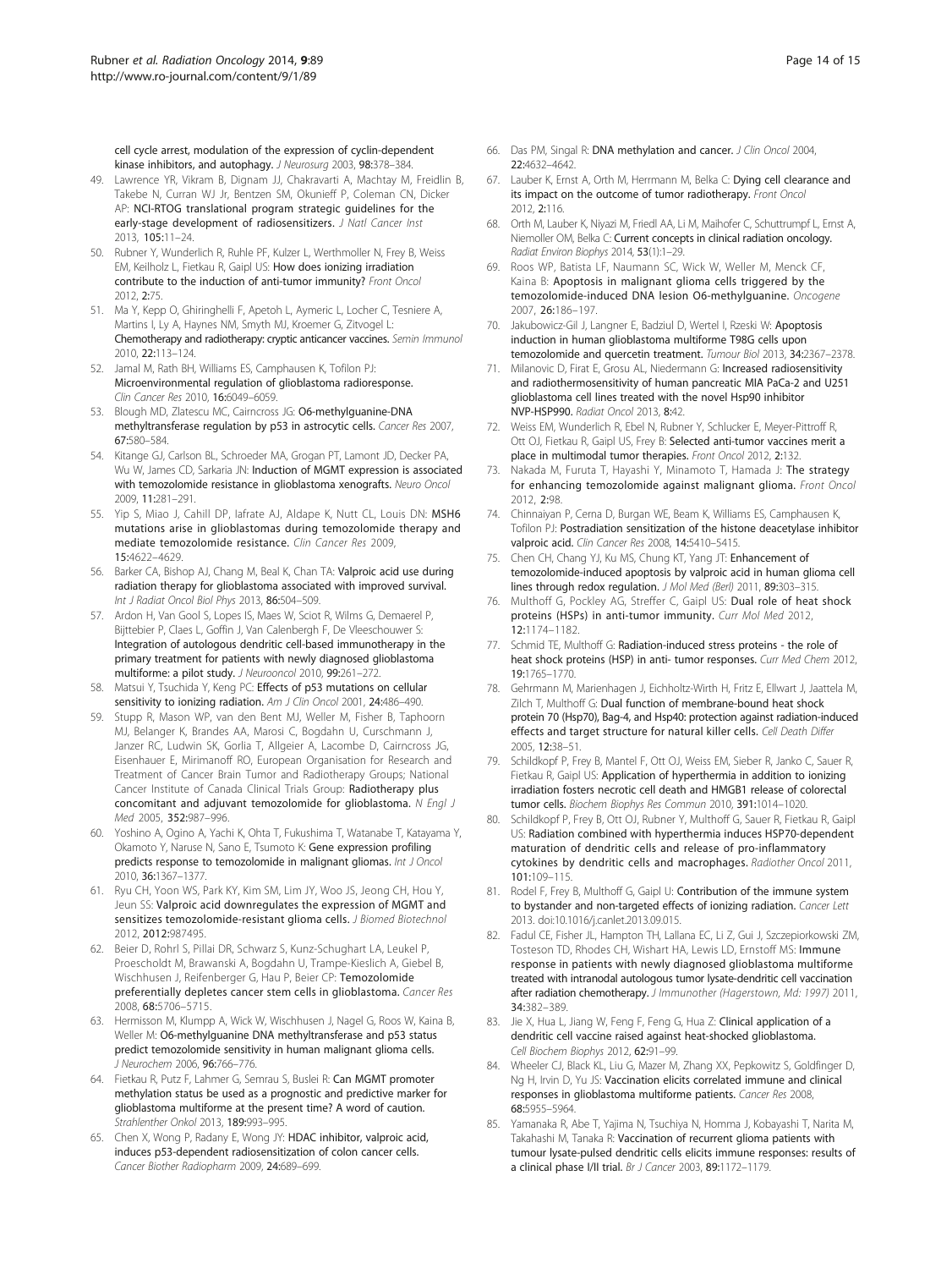cell cycle arrest, modulation of the expression of cyclin-dependent kinase inhibitors, and autophagy. *J Neurosurg* 2003, **98:**378–384.

49. Lawrence YR, Vikram B, Dignam JJ, Chakravarti A, Machtay M, Freidlin B, Takebe N, Curran WJ Jr, Bentzen SM, Okunieff P, Coleman CN, Dicker AP: **NCI-RTOG translational program strategic guidelines for the early-stage development of radiosensitizers.** *J Natl Cancer Inst* 2013, **105:**11–24.
50. Rubner Y, Wunderlich R, Ruhle PF, Kulzer L, Werthmoller N, Frey B, Weiss EM, Keilholz L, Fietkau R, Gaipl US: **How does ionizing irradiation contribute to the induction of anti-tumor immunity?** *Front Oncol* 2012, **2:**75.
51. Ma Y, Kepp O, Ghiringhelli F, Apetoh L, Aymeric L, Locher C, Tesniere A, Martins I, Ly A, Haynes NM, Smyth MJ, Kroemer G, Zitvogel L: **Chemotherapy and radiotherapy: cryptic anticancer vaccines.** *Semin Immunol* 2010, **22:**113–124.
52. Jamal M, Rath BH, Williams ES, Camphausen K, Tofilon PJ: **Microenvironmental regulation of glioblastoma radioresponse.** *Clin Cancer Res* 2010, **16:**6049–6059.
53. Blough MD, Zlatescu MC, Cairncross JG: **O6-methylguanine-DNA methyltransferase regulation by p53 in astrocytic cells.** *Cancer Res* 2007, **67:**580–584.
54. Kitange GJ, Carlson BL, Schroeder MA, Grogan PT, Lamont JD, Decker PA, Wu W, James CD, Sarkaria JN: **Induction of MGMT expression is associated with temozolomide resistance in glioblastoma xenografts.** *Neuro Oncol* 2009, **11:**281–291.
55. Yip S, Miao J, Cahill DP, Iafrate AJ, Aldape K, Nutt CL, Louis DN: **MSH6 mutations arise in glioblastomas during temozolomide therapy and mediate temozolomide resistance.** *Clin Cancer Res* 2009, **15:**4622–4629.
56. Barker CA, Bishop AJ, Chang M, Beal K, Chan TA: **Valproic acid use during radiation therapy for glioblastoma associated with improved survival.** *Int J Radiat Oncol Biol Phys* 2013, **86:**504–509.
57. Ardon H, Van Gool S, Lopes IS, Maes W, Sciot R, Wilms G, Demaerel P, Bijttebier P, Claes L, Goffin J, Van Calenbergh F, De Vleeschouwer S: **Integration of autologous dendritic cell-based immunotherapy in the primary treatment for patients with newly diagnosed glioblastoma multiforme: a pilot study.** *J Neurooncol* 2010, **99:**261–272.
58. Matsui Y, Tsuchida Y, Keng PC: **Effects of p53 mutations on cellular sensitivity to ionizing radiation.** *Am J Clin Oncol* 2001, **24:**486–490.
59. Stupp R, Mason WP, van den Bent MJ, Weller M, Fisher B, Taphoorn MJ, Belanger K, Brandes AA, Marosi C, Bogdahn U, Curschmann J, Janzer RC, Ludwin SK, Gorlia T, Allgeier A, Lacombe D, Cairncross JG, Eisenhauer E, Mirimanoff RO, European Organisation for Research and Treatment of Cancer Brain Tumor and Radiotherapy Groups; National Cancer Institute of Canada Clinical Trials Group: **Radiotherapy plus concomitant and adjuvant temozolomide for glioblastoma.** *N Engl J Med* 2005, **352:**987–996.
60. Yoshino A, Ogino A, Yachi K, Ohta T, Fukushima T, Watanabe T, Katayama Y, Okamoto Y, Naruse N, Sano E, Tsumoto K: **Gene expression profiling predicts response to temozolomide in malignant gliomas.** *Int J Oncol* 2010, **36:**1367–1377.
61. Ryu CH, Yoon WS, Park KY, Kim SM, Lim JY, Woo JS, Jeong CH, Hou Y, Jeun SS: **Valproic acid downregulates the expression of MGMT and sensitizes temozolomide-resistant glioma cells.** *J Biomed Biotechnol* 2012, **2012:**987495.
62. Beier D, Rohrl S, Pillai DR, Schwarz S, Kunz-Schughart LA, Leukel P, Proescholdt M, Brawanski A, Bogdahn U, Trampe-Kieslich A, Giebel B, Wischhusen J, Reifenberger G, Hau P, Beier CP: **Temozolomide preferentially depletes cancer stem cells in glioblastoma.** *Cancer Res* 2008, **68:**5706–5715.
63. Hermisson M, Klumpp A, Wick W, Wischhusen J, Nagel G, Roos W, Kaina B, Weller M: **O6-methylguanine DNA methyltransferase and p53 status predict temozolomide sensitivity in human malignant glioma cells.** *J Neurochem* 2006, **96:**766–776.
64. Fietkau R, Putz F, Lahmer G, Semrau S, Buslei R: **Can MGMT promoter methylation status be used as a prognostic and predictive marker for glioblastoma multiforme at the present time? A word of caution.** *Strahlenther Onkol* 2013, **189:**993–995.
65. Chen X, Wong P, Radany E, Wong JY: **HDAC inhibitor, valproic acid, induces p53-dependent radiosensitization of colon cancer cells.** *Cancer Biother Radiopharm* 2009, **24:**689–699.
66. Das PM, Singal R: **DNA methylation and cancer.** *J Clin Oncol* 2004, **22:**4632–4642.
67. Lauber K, Ernst A, Orth M, Herrmann M, Belka C: **Dying cell clearance and its impact on the outcome of tumor radiotherapy.** *Front Oncol* 2012, **2:**116.
68. Orth M, Lauber K, Niyazi M, Friedl AA, Li M, Maihofer C, Schuttrumpf L, Ernst A, Niemoller OM, Belka C: **Current concepts in clinical radiation oncology.** *Radiat Environ Biophys* 2014, **53**(1)**:**1–29.
69. Roos WP, Batista LF, Naumann SC, Wick W, Weller M, Menck CF, Kaina B: **Apoptosis in malignant glioma cells triggered by the temozolomide-induced DNA lesion O6-methylguanine.** *Oncogene* 2007, **26:**186–197.
70. Jakubowicz-Gil J, Langner E, Badziul D, Wertel I, Rzeski W: **Apoptosis induction in human glioblastoma multiforme T98G cells upon temozolomide and quercetin treatment.** *Tumour Biol* 2013, **34:**2367–2378.
71. Milanovic D, Firat E, Grosu AL, Niedermann G: **Increased radiosensitivity and radiothermosensitivity of human pancreatic MIA PaCa-2 and U251 glioblastoma cell lines treated with the novel Hsp90 inhibitor NVP-HSP990.** *Radiat Oncol* 2013, **8:**42.
72. Weiss EM, Wunderlich R, Ebel N, Rubner Y, Schlucker E, Meyer-Pittroff R, Ott OJ, Fietkau R, Gaipl US, Frey B: **Selected anti-tumor vaccines merit a place in multimodal tumor therapies.** *Front Oncol* 2012, **2:**132.
73. Nakada M, Furuta T, Hayashi Y, Minamoto T, Hamada J: **The strategy for enhancing temozolomide against malignant glioma.** *Front Oncol* 2012, **2:**98.
74. Chinnaiyan P, Cerna D, Burgan WE, Beam K, Williams ES, Camphausen K, Tofilon PJ: **Postradiation sensitization of the histone deacetylase inhibitor valproic acid.** *Clin Cancer Res* 2008, **14:**5410–5415.
75. Chen CH, Chang YJ, Ku MS, Chung KT, Yang JT: **Enhancement of temozolomide-induced apoptosis by valproic acid in human glioma cell lines through redox regulation.** *J Mol Med (Berl)* 2011, **89:**303–315.
76. Multhoff G, Pockley AG, Streffer C, Gaipl US: **Dual role of heat shock proteins (HSPs) in anti-tumor immunity.** *Curr Mol Med* 2012, **12:**1174–1182.
77. Schmid TE, Multhoff G: **Radiation-induced stress proteins - the role of heat shock proteins (HSP) in anti- tumor responses.** *Curr Med Chem* 2012, **19:**1765–1770.
78. Gehrmann M, Marienhagen J, Eichholtz-Wirth H, Fritz E, Ellwart J, Jaattela M, Zilch T, Multhoff G: **Dual function of membrane-bound heat shock protein 70 (Hsp70), Bag-4, and Hsp40: protection against radiation-induced effects and target structure for natural killer cells.** *Cell Death Differ* 2005, **12:**38–51.
79. Schildkopf P, Frey B, Mantel F, Ott OJ, Weiss EM, Sieber R, Janko C, Sauer R, Fietkau R, Gaipl US: **Application of hyperthermia in addition to ionizing irradiation fosters necrotic cell death and HMGB1 release of colorectal tumor cells.** *Biochem Biophys Res Commun* 2010, **391:**1014–1020.
80. Schildkopf P, Frey B, Ott OJ, Rubner Y, Multhoff G, Sauer R, Fietkau R, Gaipl US: **Radiation combined with hyperthermia induces HSP70-dependent maturation of dendritic cells and release of pro-inflammatory cytokines by dendritic cells and macrophages.** *Radiother Oncol* 2011, **101:**109–115.
81. Rodel F, Frey B, Multhoff G, Gaipl U: **Contribution of the immune system to bystander and non-targeted effects of ionizing radiation.** *Cancer Lett* 2013. doi:10.1016/j.canlet.2013.09.015.
82. Fadul CE, Fisher JL, Hampton TH, Lallana EC, Li Z, Gui J, Szczepiorkowski ZM, Tosteson TD, Rhodes CH, Wishart HA, Lewis LD, Ernstoff MS: **Immune response in patients with newly diagnosed glioblastoma multiforme treated with intranodal autologous tumor lysate-dendritic cell vaccination after radiation chemotherapy.** *J Immunother (Hagerstown, Md: 1997)* 2011, **34:**382–389.
83. Jie X, Hua L, Jiang W, Feng F, Feng G, Hua Z: **Clinical application of a dendritic cell vaccine raised against heat-shocked glioblastoma.** *Cell Biochem Biophys* 2012, **62:**91–99.
84. Wheeler CJ, Black KL, Liu G, Mazer M, Zhang XX, Pepkowitz S, Goldfinger D, Ng H, Irvin D, Yu JS: **Vaccination elicits correlated immune and clinical responses in glioblastoma multiforme patients.** *Cancer Res* 2008, **68:**5955–5964.
85. Yamanaka R, Abe T, Yajima N, Tsuchiya N, Homma J, Kobayashi T, Narita M, Takahashi M, Tanaka R: **Vaccination of recurrent glioma patients with tumour lysate-pulsed dendritic cells elicits immune responses: results of a clinical phase I/II trial.** *Br J Cancer* 2003, **89:**1172–1179.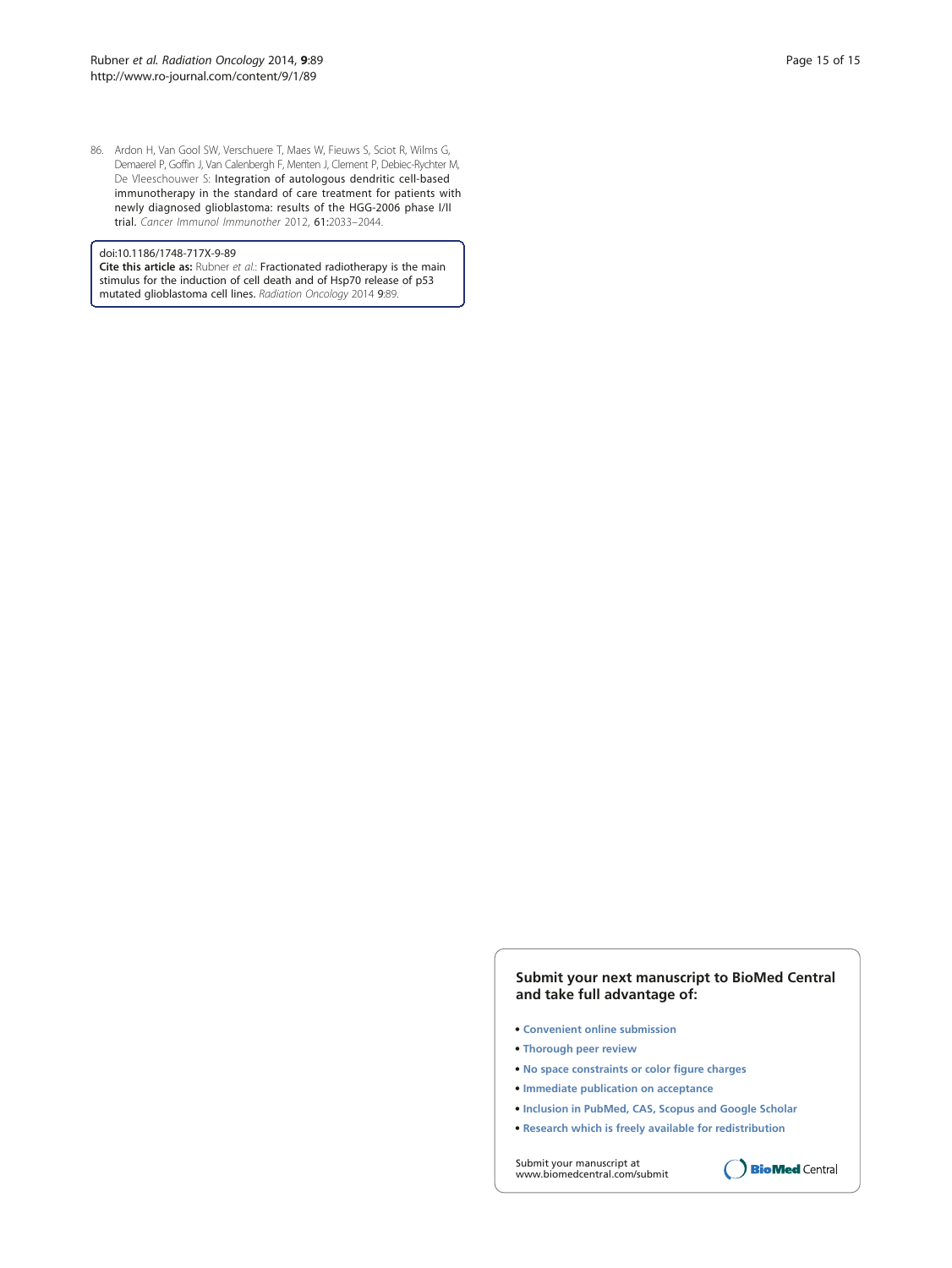86. Ardon H, Van Gool SW, Verschuere T, Maes W, Fieuws S, Sciot R, Wilms G, Demaerel P, Goffin J, Van Calenbergh F, Menten J, Clement P, Debiec-Rychter M, De Vleeschouwer S: Integration of autologous dendritic cell-based immunotherapy in the standard of care treatment for patients with newly diagnosed glioblastoma: results of the HGG-2006 phase I/II trial. *Cancer Immunol Immunother* 2012, **61**:2033–2044.

doi:10.1186/1748-717X-9-89
**Cite this article as:** Rubner *et al.*: Fractionated radiotherapy is the main stimulus for the induction of cell death and of Hsp70 release of p53 mutated glioblastoma cell lines. *Radiation Oncology* 2014 **9**:89.

**Submit your next manuscript to BioMed Central and take full advantage of:**

- **Convenient online submission**
- **Thorough peer review**
- **No space constraints or color figure charges**
- **Immediate publication on acceptance**
- **Inclusion in PubMed, CAS, Scopus and Google Scholar**
- **Research which is freely available for redistribution**

Submit your manuscript at
www.biomedcentral.com/submit

BioMed Central